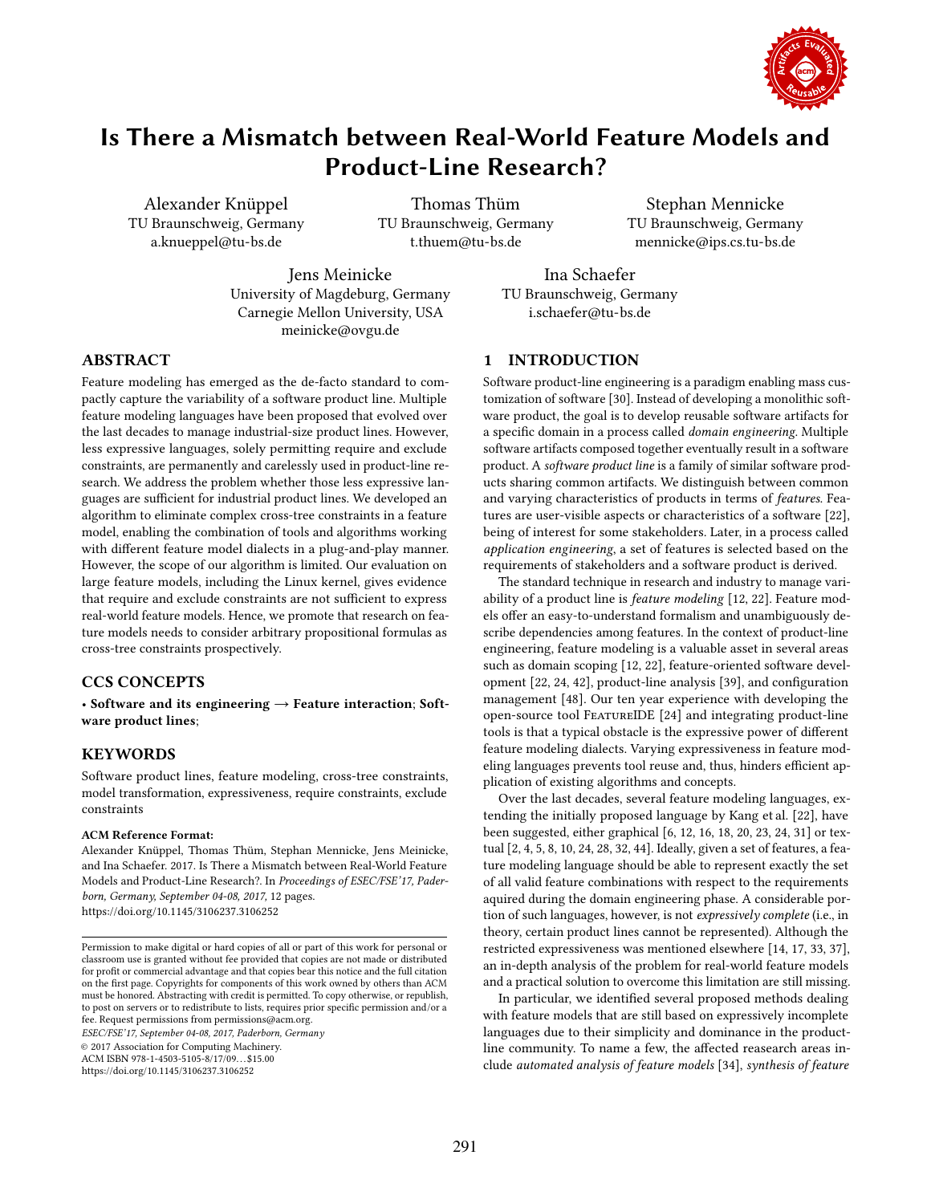# Is There a Mismatch between Real-World Feature Models and Product-Line Research?

Alexander Knüppel
TU Braunschweig, Germany
a.knueppel@tu-bs.de

Thomas Thüm
TU Braunschweig, Germany
t.thuem@tu-bs.de

Stephan Mennicke
TU Braunschweig, Germany
mennicke@ips.cs.tu-bs.de

Jens Meinicke
University of Magdeburg, Germany
Carnegie Mellon University, USA
meinicke@ovgu.de

Ina Schaefer
TU Braunschweig, Germany
i.schaefer@tu-bs.de

## ABSTRACT

Feature modeling has emerged as the de-facto standard to compactly capture the variability of a software product line. Multiple feature modeling languages have been proposed that evolved over the last decades to manage industrial-size product lines. However, less expressive languages, solely permitting require and exclude constraints, are permanently and carelessly used in product-line research. We address the problem whether those less expressive languages are sufficient for industrial product lines. We developed an algorithm to eliminate complex cross-tree constraints in a feature model, enabling the combination of tools and algorithms working with different feature model dialects in a plug-and-play manner. However, the scope of our algorithm is limited. Our evaluation on large feature models, including the Linux kernel, gives evidence that require and exclude constraints are not sufficient to express real-world feature models. Hence, we promote that research on feature models needs to consider arbitrary propositional formulas as cross-tree constraints prospectively.

## CCS CONCEPTS

• **Software and its engineering → Feature interaction**; **Software product lines**;

## KEYWORDS

Software product lines, feature modeling, cross-tree constraints, model transformation, expressiveness, require constraints, exclude constraints

**ACM Reference Format:**
Alexander Knüppel, Thomas Thüm, Stephan Mennicke, Jens Meinicke, and Ina Schaefer. 2017. Is There a Mismatch between Real-World Feature Models and Product-Line Research?. In *Proceedings of ESEC/FSE'17, Paderborn, Germany, September 04-08, 2017,* 12 pages.
https://doi.org/10.1145/3106237.3106252

Permission to make digital or hard copies of all or part of this work for personal or classroom use is granted without fee provided that copies are not made or distributed for profit or commercial advantage and that copies bear this notice and the full citation on the first page. Copyrights for components of this work owned by others than ACM must be honored. Abstracting with credit is permitted. To copy otherwise, or republish, to post on servers or to redistribute to lists, requires prior specific permission and/or a fee. Request permissions from permissions@acm.org.
*ESEC/FSE'17, September 04-08, 2017, Paderborn, Germany*
© 2017 Association for Computing Machinery.
ACM ISBN 978-1-4503-5105-8/17/09...$15.00
https://doi.org/10.1145/3106237.3106252

## 1 INTRODUCTION

Software product-line engineering is a paradigm enabling mass customization of software [30]. Instead of developing a monolithic software product, the goal is to develop reusable software artifacts for a specific domain in a process called *domain engineering*. Multiple software artifacts composed together eventually result in a software product. A *software product line* is a family of similar software products sharing common artifacts. We distinguish between common and varying characteristics of products in terms of *features*. Features are user-visible aspects or characteristics of a software [22], being of interest for some stakeholders. Later, in a process called *application engineering*, a set of features is selected based on the requirements of stakeholders and a software product is derived.

The standard technique in research and industry to manage variability of a product line is *feature modeling* [12, 22]. Feature models offer an easy-to-understand formalism and unambiguously describe dependencies among features. In the context of product-line engineering, feature modeling is a valuable asset in several areas such as domain scoping [12, 22], feature-oriented software development [22, 24, 42], product-line analysis [39], and configuration management [48]. Our ten year experience with developing the open-source tool FeatureIDE [24] and integrating product-line tools is that a typical obstacle is the expressive power of different feature modeling dialects. Varying expressiveness in feature modeling languages prevents tool reuse and, thus, hinders efficient application of existing algorithms and concepts.

Over the last decades, several feature modeling languages, extending the initially proposed language by Kang et al. [22], have been suggested, either graphical [6, 12, 16, 18, 20, 23, 24, 31] or textual [2, 4, 5, 8, 10, 24, 28, 32, 44]. Ideally, given a set of features, a feature modeling language should be able to represent exactly the set of all valid feature combinations with respect to the requirements aquired during the domain engineering phase. A considerable portion of such languages, however, is not *expressively complete* (i.e., in theory, certain product lines cannot be represented). Although the restricted expressiveness was mentioned elsewhere [14, 17, 33, 37], an in-depth analysis of the problem for real-world feature models and a practical solution to overcome this limitation are still missing.

In particular, we identified several proposed methods dealing with feature models that are still based on expressively incomplete languages due to their simplicity and dominance in the product-line community. To name a few, the affected reasearch areas include *automated analysis of feature models* [34], *synthesis of feature*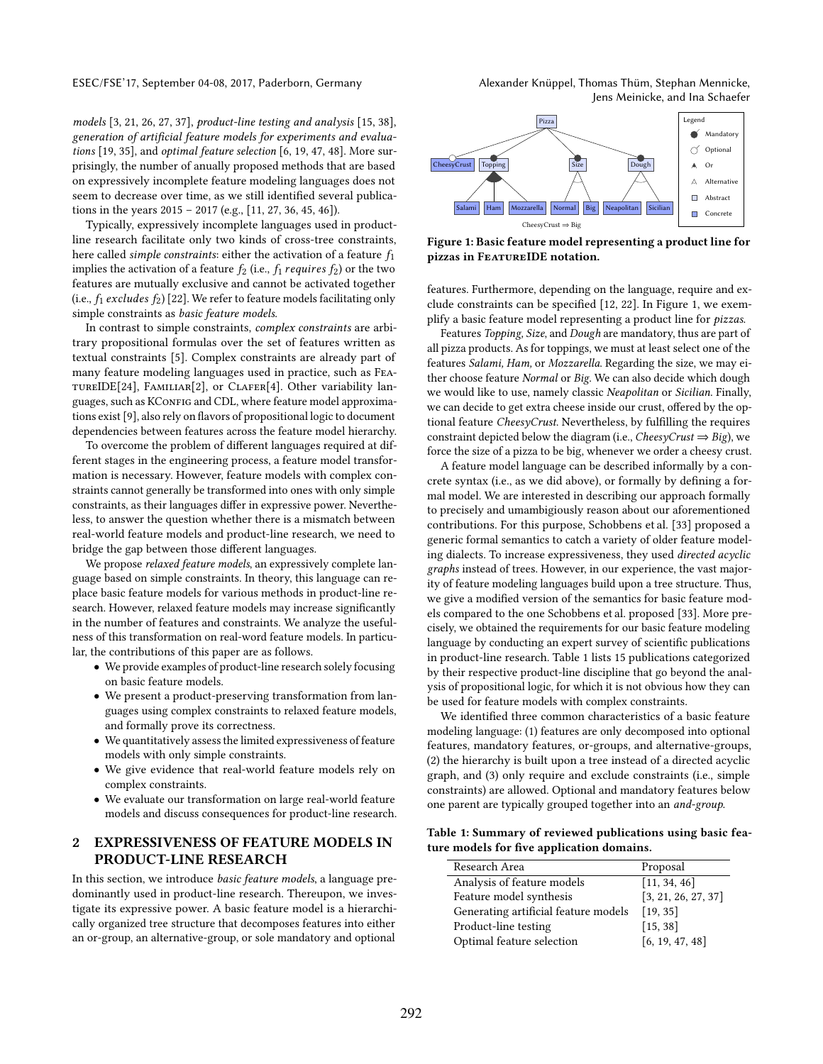*models* [3, 21, 26, 27, 37], *product-line testing and analysis* [15, 38], *generation of artificial feature models for experiments and evaluations* [19, 35], and *optimal feature selection* [6, 19, 47, 48]. More surprisingly, the number of anually proposed methods that are based on expressively incomplete feature modeling languages does not seem to decrease over time, as we still identified several publications in the years 2015 – 2017 (e.g., [11, 27, 36, 45, 46]).

Typically, expressively incomplete languages used in product-line research facilitate only two kinds of cross-tree constraints, here called *simple constraints*: either the activation of a feature $f_1$ implies the activation of a feature $f_2$ (i.e., $f_1$ *requires* $f_2$) or the two features are mutually exclusive and cannot be activated together (i.e., $f_1$ *excludes* $f_2$) [22]. We refer to feature models facilitating only simple constraints as *basic feature models*.

In contrast to simple constraints, *complex constraints* are arbitrary propositional formulas over the set of features written as textual constraints [5]. Complex constraints are already part of many feature modeling languages used in practice, such as FeatureIDE[24], Familiar[2], or Clafer[4]. Other variability languages, such as KConfig and CDL, where feature model approximations exist [9], also rely on flavors of propositional logic to document dependencies between features across the feature model hierarchy.

To overcome the problem of different languages required at different stages in the engineering process, a feature model transformation is necessary. However, feature models with complex constraints cannot generally be transformed into ones with only simple constraints, as their languages differ in expressive power. Nevertheless, to answer the question whether there is a mismatch between real-world feature models and product-line research, we need to bridge the gap between those different languages.

We propose *relaxed feature models*, an expressively complete language based on simple constraints. In theory, this language can replace basic feature models for various methods in product-line research. However, relaxed feature models may increase significantly in the number of features and constraints. We analyze the usefulness of this transformation on real-word feature models. In particular, the contributions of this paper are as follows.

- We provide examples of product-line research solely focusing on basic feature models.
- We present a product-preserving transformation from languages using complex constraints to relaxed feature models, and formally prove its correctness.
- We quantitatively assess the limited expressiveness of feature models with only simple constraints.
- We give evidence that real-world feature models rely on complex constraints.
- We evaluate our transformation on large real-world feature models and discuss consequences for product-line research.

## 2 EXPRESSIVENESS OF FEATURE MODELS IN PRODUCT-LINE RESEARCH

In this section, we introduce *basic feature models*, a language predominantly used in product-line research. Thereupon, we investigate its expressive power. A basic feature model is a hierarchically organized tree structure that decomposes features into either an or-group, an alternative-group, or sole mandatory and optional features. Furthermore, depending on the language, require and exclude constraints can be specified [12, 22]. In Figure 1, we exemplify a basic feature model representing a product line for *pizzas*.

**Figure 1: Basic feature model representing a product line for pizzas in FeatureIDE notation.**

Features *Topping, Size*, and *Dough* are mandatory, thus are part of all pizza products. As for toppings, we must at least select one of the features *Salami, Ham,* or *Mozzarella*. Regarding the size, we may either choose feature *Normal* or *Big*. We can also decide which dough we would like to use, namely classic *Neapolitan* or *Sicilian*. Finally, we can decide to get extra cheese inside our crust, offered by the optional feature *CheesyCrust*. Nevertheless, by fulfilling the requires constraint depicted below the diagram (i.e., *CheesyCrust* $\Rightarrow$ *Big*), we force the size of a pizza to be big, whenever we order a cheesy crust.

A feature model language can be described informally by a concrete syntax (i.e., as we did above), or formally by defining a formal model. We are interested in describing our approach formally to precisely and umambigiously reason about our aforementioned contributions. For this purpose, Schobbens et al. [33] proposed a generic formal semantics to catch a variety of older feature modeling dialects. To increase expressiveness, they used *directed acyclic graphs* instead of trees. However, in our experience, the vast majority of feature modeling languages build upon a tree structure. Thus, we give a modified version of the semantics for basic feature models compared to the one Schobbens et al. proposed [33]. More precisely, we obtained the requirements for our basic feature modeling language by conducting an expert survey of scientific publications in product-line research. Table 1 lists 15 publications categorized by their respective product-line discipline that go beyond the analysis of propositional logic, for which it is not obvious how they can be used for feature models with complex constraints.

We identified three common characteristics of a basic feature modeling language: (1) features are only decomposed into optional features, mandatory features, or-groups, and alternative-groups, (2) the hierarchy is built upon a tree instead of a directed acyclic graph, and (3) only require and exclude constraints (i.e., simple constraints) are allowed. Optional and mandatory features below one parent are typically grouped together into an *and-group*.

**Table 1: Summary of reviewed publications using basic feature models for five application domains.**

| Research Area | Proposal |
|---|---|
| Analysis of feature models | [11, 34, 46] |
| Feature model synthesis | [3, 21, 26, 27, 37] |
| Generating artificial feature models | [19, 35] |
| Product-line testing | [15, 38] |
| Optimal feature selection | [6, 19, 47, 48] |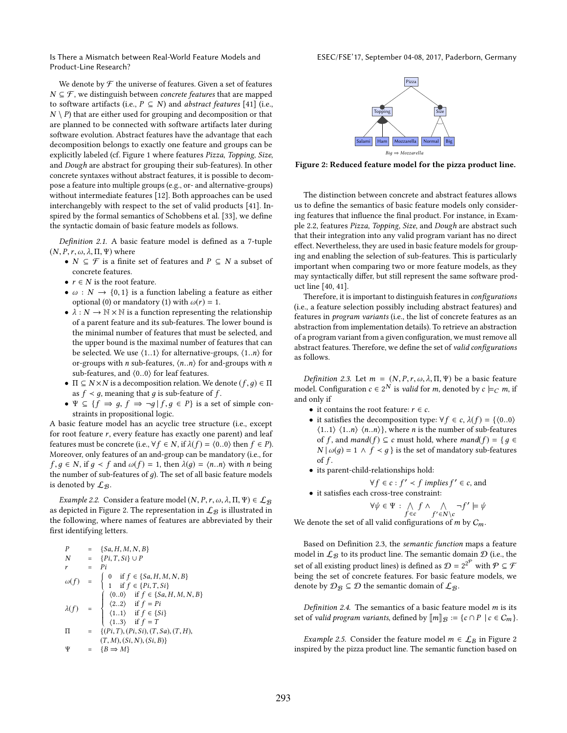We denote by $\mathcal{F}$ the universe of features. Given a set of features $N \subseteq \mathcal{F}$, we distinguish between *concrete features* that are mapped to software artifacts (i.e., $P \subseteq N$) and *abstract features* [41] (i.e., $N \setminus P$) that are either used for grouping and decomposition or that are planned to be connected with software artifacts later during software evolution. Abstract features have the advantage that each decomposition belongs to exactly one feature and groups can be explicitly labeled (cf. Figure 1 where features *Pizza*, *Topping*, *Size*, and *Dough* are abstract for grouping their sub-features). In other concrete syntaxes without abstract features, it is possible to decompose a feature into multiple groups (e.g., or- and alternative-groups) without intermediate features [12]. Both approaches can be used interchangebly with respect to the set of valid products [41]. Inspired by the formal semantics of Schobbens et al. [33], we define the syntactic domain of basic feature models as follows.

*Definition 2.1.* A basic feature model is defined as a 7-tuple $(N, P, r, \omega, \lambda, \Pi, \Psi)$ where

- $N \subseteq \mathcal{F}$ is a finite set of features and $P \subseteq N$ a subset of concrete features.
- $r \in N$ is the root feature.
- $\omega : N \rightarrow \{0, 1\}$ is a function labeling a feature as either optional (0) or mandatory (1) with $\omega(r) = 1$.
- $\lambda : N \rightarrow \mathbb{N} \times \mathbb{N}$ is a function representing the relationship of a parent feature and its sub-features. The lower bound is the minimal number of features that must be selected, and the upper bound is the maximal number of features that can be selected. We use $\langle 1..1 \rangle$ for alternative-groups, $\langle 1..n \rangle$ for or-groups with $n$ sub-features, $\langle n..n \rangle$ for and-groups with $n$ sub-features, and $\langle 0..0 \rangle$ for leaf features.
- $\Pi \subseteq N \times N$ is a decomposition relation. We denote $(f, g) \in \Pi$ as $f \prec g$, meaning that $g$ is sub-feature of $f$.
- $\Psi \subseteq \{f \Rightarrow g, f \Rightarrow \neg g \mid f, g \in P\}$ is a set of simple constraints in propositional logic.

A basic feature model has an acyclic tree structure (i.e., except for root feature $r$, every feature has exactly one parent) and leaf features must be concrete (i.e., $\forall f \in N$, if $\lambda(f) = \langle 0..0 \rangle$ then $f \in P$). Moreover, only features of an and-group can be mandatory (i.e., for $f, g \in N$, if $g \prec f$ and $\omega(f) = 1$, then $\lambda(g) = \langle n..n \rangle$ with $n$ being the number of sub-features of $g$). The set of all basic feature models is denoted by $\mathcal{L}_{\mathcal{B}}$.

*Example 2.2.* Consider a feature model $(N, P, r, \omega, \lambda, \Pi, \Psi) \in \mathcal{L}_{\mathcal{B}}$ as depicted in Figure 2. The representation in $\mathcal{L}_{\mathcal{B}}$ is illustrated in the following, where names of features are abbreviated by their first identifying letters.

$$
\begin{aligned}
P &= \{Sa, H, M, N, B\} \\
N &= \{Pi, T, Si\} \cup P \\
r &= Pi \\
\omega(f) &= \begin{cases} 0 & \text{if } f \in \{Sa, H, M, N, B\} \\ 1 & \text{if } f \in \{Pi, T, Si\} \end{cases} \\
\lambda(f) &= \begin{cases} \langle 0..0 \rangle & \text{if } f \in \{Sa, H, M, N, B\} \\ \langle 2..2 \rangle & \text{if } f = Pi \\ \langle 1..1 \rangle & \text{if } f \in \{Si\} \\ \langle 1..3 \rangle & \text{if } f = T \end{cases} \\
\Pi &= \{(Pi, T), (Pi, Si), (T, Sa), (T, H), \\
&\quad\ (T, M), (Si, N), (Si, B)\} \\
\Psi &= \{B \Rightarrow M\}
\end{aligned}
$$

Figure 2: Reduced feature model for the pizza product line.

The distinction between concrete and abstract features allows us to define the semantics of basic feature models only considering features that influence the final product. For instance, in Example 2.2, features *Pizza*, *Topping*, *Size*, and *Dough* are abstract such that their integration into any valid program variant has no direct effect. Nevertheless, they are used in basic feature models for grouping and enabling the selection of sub-features. This is particularly important when comparing two or more feature models, as they may syntactically differ, but still represent the same software product line [40, 41].

Therefore, it is important to distinguish features in *configurations* (i.e., a feature selection possibly including abstract features) and features in *program variants* (i.e., the list of concrete features as an abstraction from implementation details). To retrieve an abstraction of a program variant from a given configuration, we must remove all abstract features. Therefore, we define the set of *valid configurations* as follows.

*Definition 2.3.* Let $m = (N, P, r, \omega, \lambda, \Pi, \Psi)$ be a basic feature model. Configuration $c \in 2^N$ is *valid* for $m$, denoted by $c \models_C m$, if and only if

- it contains the root feature: $r \in c$.
- it satisfies the decomposition type: $\forall f \in c$, $\lambda(f) = \{\langle 0..0 \rangle$ $\langle 1..1 \rangle$ $\langle 1..n \rangle$ $\langle n..n \rangle\}$, where $n$ is the number of sub-features of $f$, and $mand(f) \subseteq c$ must hold, where $mand(f) = \{ g \in N \mid \omega(g) = 1 \wedge f \prec g \}$ is the set of mandatory sub-features of $f$.
- its parent-child-relationships hold:
$$\forall f \in c : f' \prec f \text{ implies } f' \in c, \text{ and}$$
- it satisfies each cross-tree constraint:
$$\forall \psi \in \Psi : \bigwedge_{f \in c} f \wedge \bigwedge_{f' \in N \setminus c} \neg f' \models \psi$$

We denote the set of all valid configurations of $m$ by $C_m$.

Based on Definition 2.3, the *semantic function* maps a feature model in $\mathcal{L}_{\mathcal{B}}$ to its product line. The semantic domain $\mathcal{D}$ (i.e., the set of all existing product lines) is defined as $\mathcal{D} = 2^{2^{\mathcal{P}}}$ with $\mathcal{P} \subseteq \mathcal{F}$ being the set of concrete features. For basic feature models, we denote by $\mathcal{D}_{\mathcal{B}} \subseteq \mathcal{D}$ the semantic domain of $\mathcal{L}_{\mathcal{B}}$.

*Definition 2.4.* The semantics of a basic feature model $m$ is its set of *valid program variants*, defined by $[\![m]\!]_{\mathcal{B}} := \{c \cap P \mid c \in C_m\}$.

*Example 2.5.* Consider the feature model $m \in \mathcal{L}_B$ in Figure 2 inspired by the pizza product line. The semantic function based on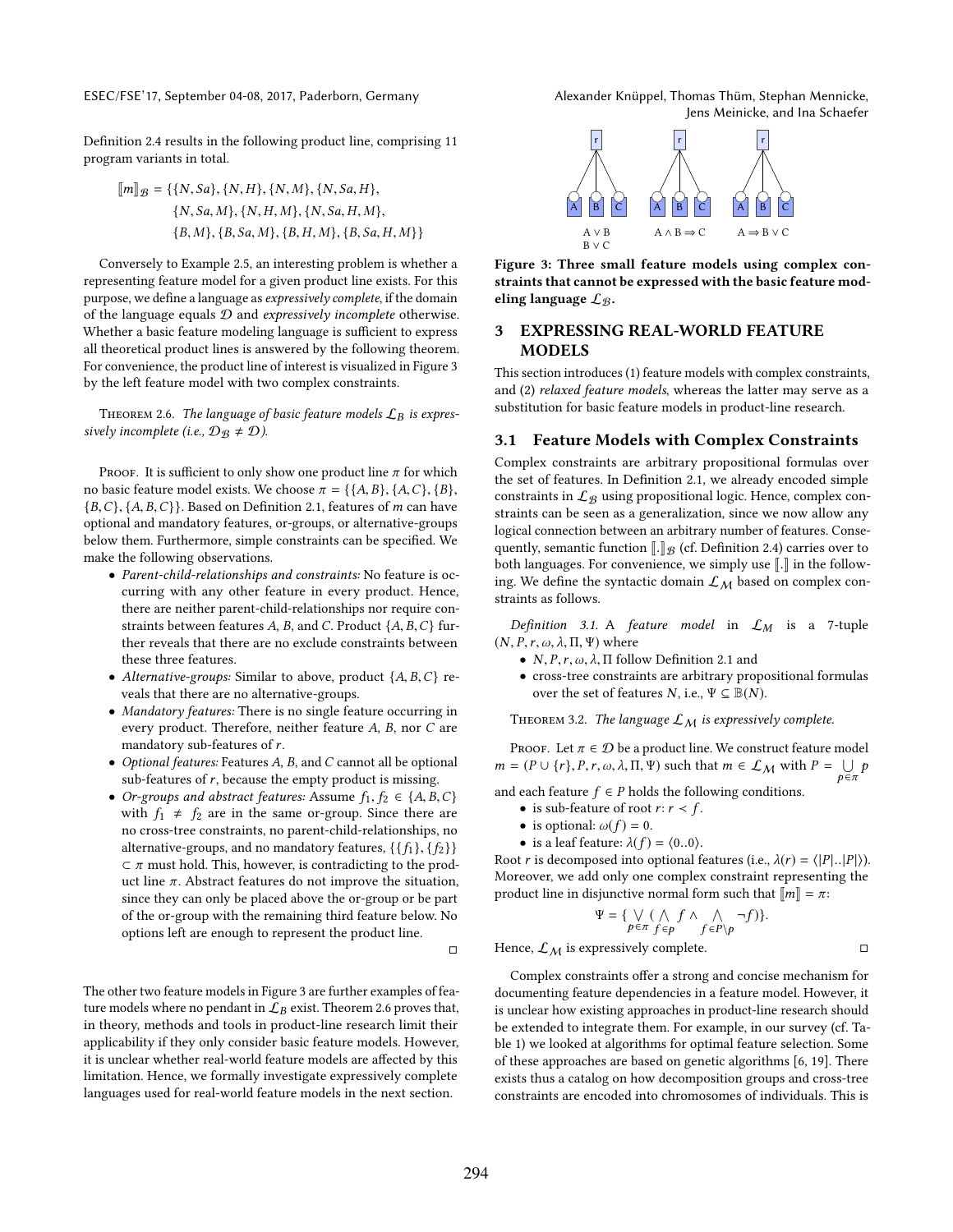Definition 2.4 results in the following product line, comprising 11 program variants in total.

$$\llbracket m \rrbracket_{\mathcal{B}} = \{\{N, Sa\}, \{N, H\}, \{N, M\}, \{N, Sa, H\}, \{N, Sa, M\}, \{N, H, M\}, \{N, Sa, H, M\}, \{B, M\}, \{B, Sa, M\}, \{B, H, M\}, \{B, Sa, H, M\}\}$$

Conversely to Example 2.5, an interesting problem is whether a representing feature model for a given product line exists. For this purpose, we define a language as *expressively complete*, if the domain of the language equals $\mathcal{D}$ and *expressively incomplete* otherwise. Whether a basic feature modeling language is sufficient to express all theoretical product lines is answered by the following theorem. For convenience, the product line of interest is visualized in Figure 3 by the left feature model with two complex constraints.

THEOREM 2.6. *The language of basic feature models $\mathcal{L}_B$ is expressively incomplete (i.e., $\mathcal{D}_{\mathcal{B}} \neq \mathcal{D}$).*

PROOF. It is sufficient to only show one product line $\pi$ for which no basic feature model exists. We choose $\pi = \{\{A, B\}, \{A, C\}, \{B\}, \{B, C\}, \{A, B, C\}\}$. Based on Definition 2.1, features of $m$ can have optional and mandatory features, or-groups, or alternative-groups below them. Furthermore, simple constraints can be specified. We make the following observations.

- *Parent-child-relationships and constraints:* No feature is occurring with any other feature in every product. Hence, there are neither parent-child-relationships nor require constraints between features $A$, $B$, and $C$. Product $\{A, B, C\}$ further reveals that there are no exclude constraints between these three features.
- *Alternative-groups:* Similar to above, product $\{A, B, C\}$ reveals that there are no alternative-groups.
- *Mandatory features:* There is no single feature occurring in every product. Therefore, neither feature $A$, $B$, nor $C$ are mandatory sub-features of $r$.
- *Optional features:* Features $A$, $B$, and $C$ cannot all be optional sub-features of $r$, because the empty product is missing.
- *Or-groups and abstract features:* Assume $f_1, f_2 \in \{A, B, C\}$ with $f_1 \neq f_2$ are in the same or-group. Since there are no cross-tree constraints, no parent-child-relationships, no alternative-groups, and no mandatory features, $\{\{f_1\}, \{f_2\}\} \subset \pi$ must hold. This, however, is contradicting to the product line $\pi$. Abstract features do not improve the situation, since they can only be placed above the or-group or be part of the or-group with the remaining third feature below. No options left are enough to represent the product line.

□

The other two feature models in Figure 3 are further examples of feature models where no pendant in $\mathcal{L}_B$ exist. Theorem 2.6 proves that, in theory, methods and tools in product-line research limit their applicability if they only consider basic feature models. However, it is unclear whether real-world feature models are affected by this limitation. Hence, we formally investigate expressively complete languages used for real-world feature models in the next section.

$A \vee B$, $B \vee C$ | $A \wedge B \Rightarrow C$ | $A \Rightarrow B \vee C$

**Figure 3: Three small feature models using complex constraints that cannot be expressed with the basic feature modeling language $\mathcal{L}_{\mathcal{B}}$.**

# 3 EXPRESSING REAL-WORLD FEATURE MODELS

This section introduces (1) feature models with complex constraints, and (2) *relaxed feature models*, whereas the latter may serve as a substitution for basic feature models in product-line research.

## 3.1 Feature Models with Complex Constraints

Complex constraints are arbitrary propositional formulas over the set of features. In Definition 2.1, we already encoded simple constraints in $\mathcal{L}_{\mathcal{B}}$ using propositional logic. Hence, complex constraints can be seen as a generalization, since we now allow any logical connection between an arbitrary number of features. Consequently, semantic function $\llbracket . \rrbracket_{\mathcal{B}}$ (cf. Definition 2.4) carries over to both languages. For convenience, we simply use $\llbracket . \rrbracket$ in the following. We define the syntactic domain $\mathcal{L}_{\mathcal{M}}$ based on complex constraints as follows.

*Definition 3.1.* A *feature model* in $\mathcal{L}_{\mathcal{M}}$ is a 7-tuple $(N, P, r, \omega, \lambda, \Pi, \Psi)$ where

- $N, P, r, \omega, \lambda, \Pi$ follow Definition 2.1 and
- cross-tree constraints are arbitrary propositional formulas over the set of features $N$, i.e., $\Psi \subseteq \mathbb{B}(N)$.

THEOREM 3.2. *The language $\mathcal{L}_{\mathcal{M}}$ is expressively complete.*

PROOF. Let $\pi \in \mathcal{D}$ be a product line. We construct feature model $m = (P \cup \{r\}, P, r, \omega, \lambda, \Pi, \Psi)$ such that $m \in \mathcal{L}_{\mathcal{M}}$ with $P = \bigcup_{p \in \pi} p$ and each feature $f \in P$ holds the following conditions.

- is sub-feature of root $r$: $r \prec f$.
- is optional: $\omega(f) = 0$.
- is a leaf feature: $\lambda(f) = \langle 0..0 \rangle$.

Root $r$ is decomposed into optional features (i.e., $\lambda(r) = \langle |P|..|P| \rangle$). Moreover, we add only one complex constraint representing the product line in disjunctive normal form such that $\llbracket m \rrbracket = \pi$:

$$\Psi = \{ \bigvee_{p \in \pi} ( \bigwedge_{f \in p} f \wedge \bigwedge_{f \in P \setminus p} \neg f ) \}.$$

Hence, $\mathcal{L}_{\mathcal{M}}$ is expressively complete. □

Complex constraints offer a strong and concise mechanism for documenting feature dependencies in a feature model. However, it is unclear how existing approaches in product-line research should be extended to integrate them. For example, in our survey (cf. Table 1) we looked at algorithms for optimal feature selection. Some of these approaches are based on genetic algorithms [6, 19]. There exists thus a catalog on how decomposition groups and cross-tree constraints are encoded into chromosomes of individuals. This is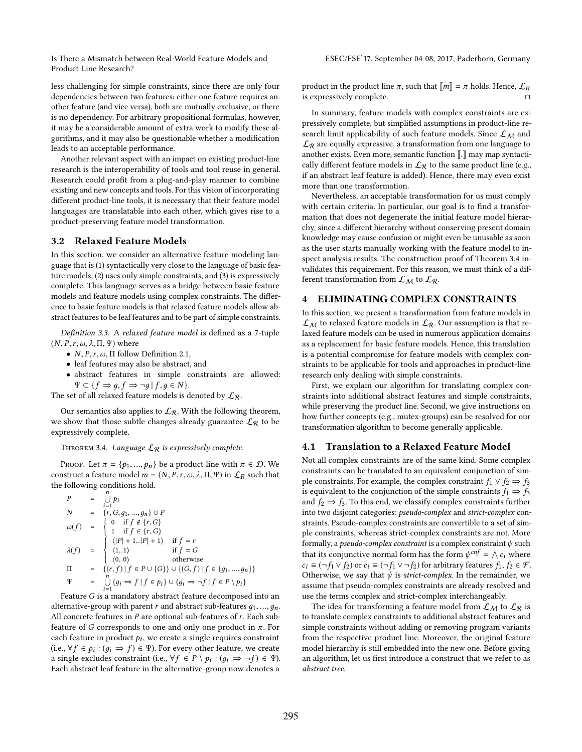less challenging for simple constraints, since there are only four dependencies between two features: either one feature requires another feature (and vice versa), both are mutually exclusive, or there is no dependency. For arbitrary propositional formulas, however, it may be a considerable amount of extra work to modify these algorithms, and it may also be questionable whether a modification leads to an acceptable performance.

Another relevant aspect with an impact on existing product-line research is the interoperability of tools and tool reuse in general. Research could profit from a plug-and-play manner to combine existing and new concepts and tools. For this vision of incorporating different product-line tools, it is necessary that their feature model languages are translatable into each other, which gives rise to a product-preserving feature model transformation.

## 3.2 Relaxed Feature Models

In this section, we consider an alternative feature modeling language that is (1) syntactically very close to the language of basic feature models, (2) uses only simple constraints, and (3) is expressively complete. This language serves as a bridge between basic feature models and feature models using complex constraints. The difference to basic feature models is that relaxed feature models allow abstract features to be leaf features and to be part of simple constraints.

*Definition 3.3.* A *relaxed feature model* is defined as a 7-tuple $(N, P, r, \omega, \lambda, \Pi, \Psi)$ where

- $N, P, r, \omega, \Pi$ follow Definition 2.1,
- leaf features may also be abstract, and
- abstract features in simple constraints are allowed: $\Psi \subset \{f \Rightarrow g, f \Rightarrow \neg g \mid f, g \in N\}$.

The set of all relaxed feature models is denoted by $\mathcal{L}_\mathcal{R}$.

Our semantics also applies to $\mathcal{L}_\mathcal{R}$. With the following theorem, we show that those subtle changes already guarantee $\mathcal{L}_\mathcal{R}$ to be expressively complete.

Theorem 3.4. *Language $\mathcal{L}_\mathcal{R}$ is expressively complete.*

Proof. Let $\pi = \{p_1, ..., p_n\}$ be a product line with $\pi \in \mathcal{D}$. We construct a feature model $m = (N, P, r, \omega, \lambda, \Pi, \Psi)$ in $\mathcal{L}_R$ such that the following conditions hold.

$$
\begin{aligned}
P &= \bigcup_{i=1}^{n} p_i \\
N &= \{r, G, g_1, ..., g_n\} \cup P \\
\omega(f) &= \begin{cases} 0 & \text{if } f \notin \{r, G\} \\ 1 & \text{if } f \in \{r, G\} \end{cases} \\
\lambda(f) &= \begin{cases} \langle |P|+1..|P|+1 \rangle & \text{if } f = r \\ \langle 1..1 \rangle & \text{if } f = G \\ \langle 0..0 \rangle & \text{otherwise} \end{cases} \\
\Pi &= \{(r, f) \mid f \in P \cup \{G\}\} \cup \{(G, f) \mid f \in \{g_1, ..., g_n\}\} \\
\Psi &= \bigcup_{i=1}^{n} \{g_i \Rightarrow f \mid f \in p_i\} \cup \{g_i \Rightarrow \neg f \mid f \in P \setminus p_i\}
\end{aligned}
$$

Feature $G$ is a mandatory abstract feature decomposed into an alternative-group with parent $r$ and abstract sub-features $g_1, ..., g_n$. All concrete features in $P$ are optional sub-features of $r$. Each sub-feature of $G$ corresponds to one and only one product in $\pi$. For each feature in product $p_i$, we create a single requires constraint (i.e., $\forall f \in p_i : (g_i \Rightarrow f) \in \Psi$). For every other feature, we create a single excludes constraint (i.e., $\forall f \in P \setminus p_i : (g_i \Rightarrow \neg f) \in \Psi$). Each abstract leaf feature in the alternative-group now denotes a product in the product line $\pi$, such that $[\![m]\!] = \pi$ holds. Hence, $\mathcal{L}_R$ is expressively complete. □

In summary, feature models with complex constraints are expressively complete, but simplified assumptions in product-line research limit applicability of such feature models. Since $\mathcal{L}_\mathcal{M}$ and $\mathcal{L}_\mathcal{R}$ are equally expressive, a transformation from one language to another exists. Even more, semantic function $[\![.]\!]$ may map syntactically different feature models in $\mathcal{L}_\mathcal{R}$ to the same product line (e.g., if an abstract leaf feature is added). Hence, there may even exist more than one transformation.

Nevertheless, an acceptable transformation for us must comply with certain criteria. In particular, our goal is to find a transformation that does not degenerate the initial feature model hierarchy, since a different hierarchy without conserving present domain knowledge may cause confusion or might even be unusable as soon as the user starts manually working with the feature model to inspect analysis results. The construction proof of Theorem 3.4 invalidates this requirement. For this reason, we must think of a different transformation from $\mathcal{L}_\mathcal{M}$ to $\mathcal{L}_\mathcal{R}$.

# 4 ELIMINATING COMPLEX CONSTRAINTS

In this section, we present a transformation from feature models in $\mathcal{L}_\mathcal{M}$ to relaxed feature models in $\mathcal{L}_\mathcal{R}$. Our assumption is that relaxed feature models can be used in numerous application domains as a replacement for basic feature models. Hence, this translation is a potential compromise for feature models with complex constraints to be applicable for tools and approaches in product-line research only dealing with simple constraints.

First, we explain our algorithm for translating complex constraints into additional abstract features and simple constraints, while preserving the product line. Second, we give instructions on how further concepts (e.g., mutex-groups) can be resolved for our transformation algorithm to become generally applicable.

## 4.1 Translation to a Relaxed Feature Model

Not all complex constraints are of the same kind. Some complex constraints can be translated to an equivalent conjunction of simple constraints. For example, the complex constraint $f_1 \lor f_2 \Rightarrow f_3$ is equivalent to the conjunction of the simple constraints $f_1 \Rightarrow f_3$ and $f_2 \Rightarrow f_3$. To this end, we classify complex constraints further into two disjoint categories: *pseudo-complex* and *strict-complex* constraints. Pseudo-complex constraints are convertible to a set of simple constraints, whereas strict-complex constraints are not. More formally, a *pseudo-complex constraint* is a complex constraint $\psi$ such that its conjunctive normal form has the form $\psi^{cnf} = \bigwedge c_i$ where $c_i \equiv (\neg f_1 \lor f_2)$ or $c_i \equiv (\neg f_1 \lor \neg f_2)$ for arbitrary features $f_1, f_2 \in \mathcal{F}$. Otherwise, we say that $\psi$ is *strict-complex*. In the remainder, we assume that pseudo-complex constraints are already resolved and use the terms complex and strict-complex interchangeably.

The idea for transforming a feature model from $\mathcal{L}_\mathcal{M}$ to $\mathcal{L}_\mathcal{R}$ is to translate complex constraints to additional abstract features and simple constraints without adding or removing program variants from the respective product line. Moreover, the original feature model hierarchy is still embedded into the new one. Before giving an algorithm, let us first introduce a construct that we refer to as *abstract tree*.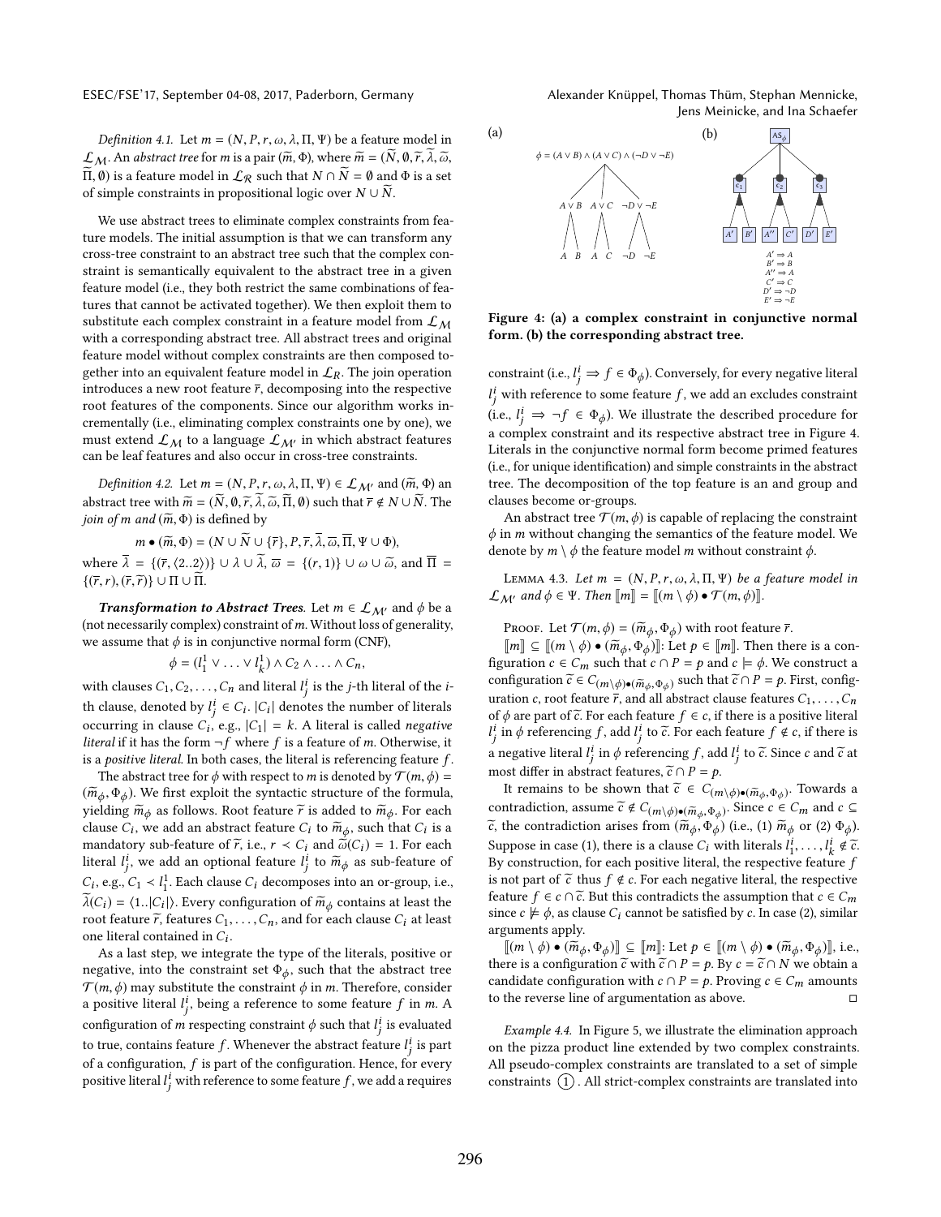*Definition 4.1.* Let $m = (N, P, r, \omega, \lambda, \Pi, \Psi)$ be a feature model in $\mathcal{L}_{\mathcal{M}}$. An *abstract tree* for $m$ is a pair $(\widetilde{m}, \Phi)$, where $\widetilde{m} = (\widetilde{N}, \emptyset, \widetilde{r}, \widetilde{\lambda}, \widetilde{\omega}, \widetilde{\Pi}, \emptyset)$ is a feature model in $\mathcal{L}_{\mathcal{R}}$ such that $N \cap \widetilde{N} = \emptyset$ and $\Phi$ is a set of simple constraints in propositional logic over $N \cup \widetilde{N}$.

We use abstract trees to eliminate complex constraints from feature models. The initial assumption is that we can transform any cross-tree constraint to an abstract tree such that the complex constraint is semantically equivalent to the abstract tree in a given feature model (i.e., they both restrict the same combinations of features that cannot be activated together). We then exploit them to substitute each complex constraint in a feature model from $\mathcal{L}_{\mathcal{M}}$ with a corresponding abstract tree. All abstract trees and original feature model without complex constraints are then composed together into an equivalent feature model in $\mathcal{L}_R$. The join operation introduces a new root feature $\overline{r}$, decomposing into the respective root features of the components. Since our algorithm works incrementally (i.e., eliminating complex constraints one by one), we must extend $\mathcal{L}_{\mathcal{M}}$ to a language $\mathcal{L}_{\mathcal{M}'}$ in which abstract features can be leaf features and also occur in cross-tree constraints.

*Definition 4.2.* Let $m = (N, P, r, \omega, \lambda, \Pi, \Psi) \in \mathcal{L}_{\mathcal{M}'}$ and $(\widetilde{m}, \Phi)$ an abstract tree with $\widetilde{m} = (\widetilde{N}, \emptyset, \widetilde{r}, \widetilde{\lambda}, \widetilde{\omega}, \widetilde{\Pi}, \emptyset)$ such that $\overline{r} \notin N \cup \widetilde{N}$. The *join of $m$ and $(\widetilde{m}, \Phi)$* is defined by

$$m \bullet (\widetilde{m}, \Phi) = (N \cup \widetilde{N} \cup \{\overline{r}\}, P, \overline{r}, \overline{\lambda}, \overline{\omega}, \overline{\Pi}, \Psi \cup \Phi),$$

where $\overline{\lambda} = \{(\overline{r}, \langle 2..2 \rangle)\} \cup \lambda \cup \widetilde{\lambda}$, $\overline{\omega} = \{(r, 1)\} \cup \omega \cup \widetilde{\omega}$, and $\overline{\Pi} = \{(\overline{r}, r), (\overline{r}, \widetilde{r})\} \cup \Pi \cup \widetilde{\Pi}$.

***Transformation to Abstract Trees.*** Let $m \in \mathcal{L}_{\mathcal{M}'}$ and $\phi$ be a (not necessarily complex) constraint of $m$. Without loss of generality, we assume that $\phi$ is in conjunctive normal form (CNF),

$$\phi = (l_1^1 \vee \ldots \vee l_k^1) \wedge C_2 \wedge \ldots \wedge C_n,$$

with clauses $C_1, C_2, \ldots, C_n$ and literal $l_j^i$ is the $j$-th literal of the $i$-th clause, denoted by $l_j^i \in C_i$. $|C_i|$ denotes the number of literals occurring in clause $C_i$, e.g., $|C_1| = k$. A literal is called *negative literal* if it has the form $\neg f$ where $f$ is a feature of $m$. Otherwise, it is a *positive literal*. In both cases, the literal is referencing feature $f$.

The abstract tree for $\phi$ with respect to $m$ is denoted by $\mathcal{T}(m, \phi) = (\widetilde{m}_\phi, \Phi_\phi)$. We first exploit the syntactic structure of the formula, yielding $\widetilde{m}_\phi$ as follows. Root feature $\widetilde{r}$ is added to $\widetilde{m}_\phi$. For each clause $C_i$, we add an abstract feature $C_i$ to $\widetilde{m}_\phi$, such that $C_i$ is a mandatory sub-feature of $\widetilde{r}$, i.e., $r \prec C_i$ and $\widetilde{\omega}(C_i) = 1$. For each literal $l_j^i$, we add an optional feature $l_j^i$ to $\widetilde{m}_\phi$ as sub-feature of $C_i$, e.g., $C_1 \prec l_1^1$. Each clause $C_i$ decomposes into an or-group, i.e., $\widetilde{\lambda}(C_i) = \langle 1..|C_i| \rangle$. Every configuration of $\widetilde{m}_\phi$ contains at least the root feature $\widetilde{r}$, features $C_1, \ldots, C_n$, and for each clause $C_i$ at least one literal contained in $C_i$.

As a last step, we integrate the type of the literals, positive or negative, into the constraint set $\Phi_\phi$, such that the abstract tree $\mathcal{T}(m, \phi)$ may substitute the constraint $\phi$ in $m$. Therefore, consider a positive literal $l_j^i$, being a reference to some feature $f$ in $m$. A configuration of $m$ respecting constraint $\phi$ such that $l_j^i$ is evaluated to true, contains feature $f$. Whenever the abstract feature $l_j^i$ is part of a configuration, $f$ is part of the configuration. Hence, for every positive literal $l_j^i$ with reference to some feature $f$, we add a requires constraint (i.e., $l_j^i \Rightarrow f \in \Phi_\phi$). Conversely, for every negative literal $l_j^i$ with reference to some feature $f$, we add an excludes constraint (i.e., $l_j^i \Rightarrow \neg f \in \Phi_\phi$). We illustrate the described procedure for a complex constraint and its respective abstract tree in Figure 4. Literals in the conjunctive normal form become primed features (i.e., for unique identification) and simple constraints in the abstract tree. The decomposition of the top feature is an and group and clauses become or-groups.

Figure 4: (a) a complex constraint in conjunctive normal form. (b) the corresponding abstract tree.

An abstract tree $\mathcal{T}(m, \phi)$ is capable of replacing the constraint $\phi$ in $m$ without changing the semantics of the feature model. We denote by $m \setminus \phi$ the feature model $m$ without constraint $\phi$.

Lemma 4.3. *Let $m = (N, P, r, \omega, \lambda, \Pi, \Psi)$ be a feature model in $\mathcal{L}_{\mathcal{M}'}$ and $\phi \in \Psi$. Then $[\![m]\!] = [\![(m \setminus \phi) \bullet \mathcal{T}(m, \phi)]\!]$.*

Proof. Let $\mathcal{T}(m, \phi) = (\widetilde{m}_\phi, \Phi_\phi)$ with root feature $\overline{r}$.

$[\![m]\!] \subseteq [\![(m \setminus \phi) \bullet (\widetilde{m}_\phi, \Phi_\phi)]\!]$: Let $p \in [\![m]\!]$. Then there is a configuration $c \in C_m$ such that $c \cap P = p$ and $c \models \phi$. We construct a configuration $\widetilde{c} \in C_{(m \setminus \phi) \bullet (\widetilde{m}_\phi, \Phi_\phi)}$ such that $\widetilde{c} \cap P = p$. First, configuration $c$, root feature $\overline{r}$, and all abstract clause features $C_1, \ldots, C_n$ of $\phi$ are part of $\widetilde{c}$. For each feature $f \in c$, if there is a positive literal $l_j^i$ in $\phi$ referencing $f$, add $l_j^i$ to $\widetilde{c}$. For each feature $f \notin c$, if there is a negative literal $l_j^i$ in $\phi$ referencing $f$, add $l_j^i$ to $\widetilde{c}$. Since $c$ and $\widetilde{c}$ at most differ in abstract features, $\widetilde{c} \cap P = p$.

It remains to be shown that $\widetilde{c} \in C_{(m \setminus \phi) \bullet (\widetilde{m}_\phi, \Phi_\phi)}$. Towards a contradiction, assume $\widetilde{c} \notin C_{(m \setminus \phi) \bullet (\widetilde{m}_\phi, \Phi_\phi)}$. Since $c \in C_m$ and $c \subseteq \widetilde{c}$, the contradiction arises from $(\widetilde{m}_\phi, \Phi_\phi)$ (i.e., (1) $\widetilde{m}_\phi$ or (2) $\Phi_\phi$). Suppose in case (1), there is a clause $C_i$ with literals $l_1^i, \ldots, l_k^i \notin \widetilde{c}$. By construction, for each positive literal, the respective feature $f$ is not part of $\widetilde{c}$ thus $f \notin c$. For each negative literal, the respective feature $f \in c \cap \widetilde{c}$. But this contradicts the assumption that $c \in C_m$ since $c \not\models \phi$, as clause $C_i$ cannot be satisfied by $c$. In case (2), similar arguments apply.

$[\![(m \setminus \phi) \bullet (\widetilde{m}_\phi, \Phi_\phi)]\!] \subseteq [\![m]\!]$: Let $p \in [\![(m \setminus \phi) \bullet (\widetilde{m}_\phi, \Phi_\phi)]\!]$, i.e., there is a configuration $\widetilde{c}$ with $\widetilde{c} \cap P = p$. By $c = \widetilde{c} \cap N$ we obtain a candidate configuration with $c \cap P = p$. Proving $c \in C_m$ amounts to the reverse line of argumentation as above. $\square$

*Example 4.4.* In Figure 5, we illustrate the elimination approach on the pizza product line extended by two complex constraints. All pseudo-complex constraints are translated to a set of simple constraints (1). All strict-complex constraints are translated into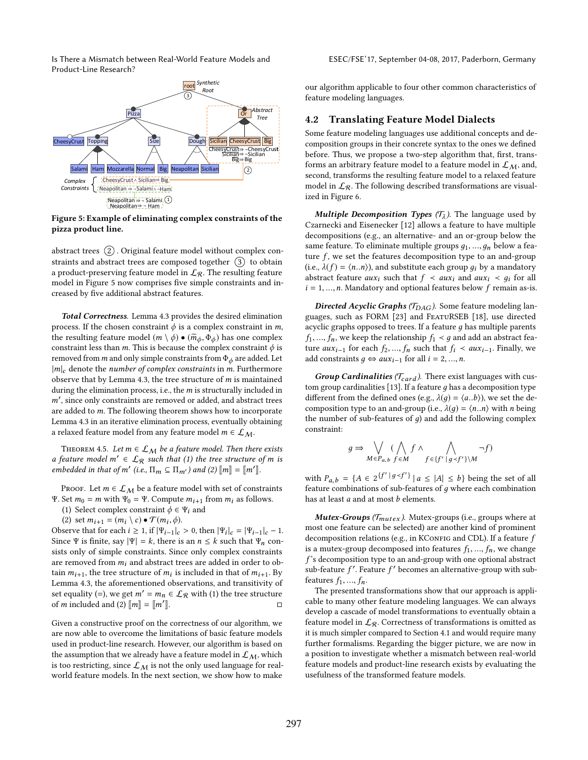Figure 5: Example of eliminating complex constraints of the pizza product line.

abstract trees ②. Original feature model without complex constraints and abstract trees are composed together ③ to obtain a product-preserving feature model in $\mathcal{L}_\mathcal{R}$. The resulting feature model in Figure 5 now comprises five simple constraints and increased by five additional abstract features.

***Total Correctness.*** Lemma 4.3 provides the desired elimination process. If the chosen constraint $\phi$ is a complex constraint in $m$, the resulting feature model $(m \setminus \phi) \bullet (\overline{m}_\phi, \Phi_\phi)$ has one complex constraint less than $m$. This is because the complex constraint $\phi$ is removed from $m$ and only simple constraints from $\Phi_\phi$ are added. Let $|m|_c$ denote the *number of complex constraints* in $m$. Furthermore observe that by Lemma 4.3, the tree structure of $m$ is maintained during the elimination process, i.e., the $m$ is structurally included in $m'$, since only constraints are removed or added, and abstract trees are added to $m$. The following theorem shows how to incorporate Lemma 4.3 in an iterative elimination process, eventually obtaining a relaxed feature model from any feature model $m \in \mathcal{L}_\mathcal{M}$.

Theorem 4.5. *Let $m \in \mathcal{L}_\mathcal{M}$ be a feature model. Then there exists a feature model $m' \in \mathcal{L}_\mathcal{R}$ such that (1) the tree structure of $m$ is embedded in that of $m'$ (i.e., $\Pi_m \subseteq \Pi_{m'}$) and (2) $[\![m]\!] = [\![m']\!]$.*

Proof. Let $m \in \mathcal{L}_\mathcal{M}$ be a feature model with set of constraints $\Psi$. Set $m_0 = m$ with $\Psi_0 = \Psi$. Compute $m_{i+1}$ from $m_i$ as follows.

(1) Select complex constraint $\phi \in \Psi_i$ and
(2) set $m_{i+1} = (m_i \setminus c) \bullet \mathcal{T}(m_i, \phi)$.

Observe that for each $i \geq 1$, if $|\Psi_{i-1}|_c > 0$, then $|\Psi_i|_c = |\Psi_{i-1}|_c - 1$. Since $\Psi$ is finite, say $|\Psi| = k$, there is an $n \leq k$ such that $\Psi_n$ consists only of simple constraints. Since only complex constraints are removed from $m_i$ and abstract trees are added in order to obtain $m_{i+1}$, the tree structure of $m_i$ is included in that of $m_{i+1}$. By Lemma 4.3, the aforementioned observations, and transitivity of set equality (=), we get $m' = m_n \in \mathcal{L}_\mathcal{R}$ with (1) the tree structure of $m$ included and (2) $[\![m]\!] = [\![m']\!]$. ◻

Given a constructive proof on the correctness of our algorithm, we are now able to overcome the limitations of basic feature models used in product-line research. However, our algorithm is based on the assumption that we already have a feature model in $\mathcal{L}_\mathcal{M}$, which is too restricting, since $\mathcal{L}_\mathcal{M}$ is not the only used language for real-world feature models. In the next section, we show how to make our algorithm applicable to four other common characteristics of feature modeling languages.

## 4.2 Translating Feature Model Dialects

Some feature modeling languages use additional concepts and decomposition groups in their concrete syntax to the ones we defined before. Thus, we propose a two-step algorithm that, first, transforms an arbitrary feature model to a feature model in $\mathcal{L}_\mathcal{M}$, and, second, transforms the resulting feature model to a relaxed feature model in $\mathcal{L}_\mathcal{R}$. The following described transformations are visualized in Figure 6.

***Multiple Decomposition Types ($\mathcal{T}_\lambda$).*** The language used by Czarnecki and Eisenecker [12] allows a feature to have multiple decompositions (e.g., an alternative- and an or-group below the same feature. To eliminate multiple groups $g_1, ..., g_n$ below a feature $f$, we set the features decomposition type to an and-group (i.e., $\lambda(f) = \langle n..n \rangle$), and substitute each group $g_i$ by a mandatory abstract feature $aux_i$ such that $f \prec aux_i$ and $aux_i \prec g_i$ for all $i = 1, ..., n$. Mandatory and optional features below $f$ remain as-is.

***Directed Acyclic Graphs ($\mathcal{T}_{DAG}$).*** Some feature modeling languages, such as FORM [23] and FeatuRSEB [18], use directed acyclic graphs opposed to trees. If a feature $g$ has multiple parents $f_1, ..., f_n$, we keep the relationship $f_1 \prec g$ and add an abstract feature $aux_{i-1}$ for each $f_2, ..., f_n$ such that $f_i \prec aux_{i-1}$. Finally, we add constraints $g \Leftrightarrow aux_{i-1}$ for all $i = 2, ..., n$.

***Group Cardinalities ($\mathcal{T}_{card}$).*** There exist languages with custom group cardinalities [13]. If a feature $g$ has a decomposition type different from the defined ones (e.g., $\lambda(g) = \langle a..b \rangle$), we set the decomposition type to an and-group (i.e., $\lambda(g) = \langle n..n \rangle$ with $n$ being the number of sub-features of $g$) and add the following complex constraint:

$$g \Rightarrow \bigvee_{M \in P_{a,b}} \Big( \bigwedge_{f \in M} f \wedge \bigwedge_{f \in \{f' \mid g \prec f'\} \setminus M} \neg f \Big)$$

with $P_{a,b} = \{A \in 2^{\{f' \mid g \prec f'\}} \mid a \leq |A| \leq b\}$ being the set of all feature combinations of sub-features of $g$ where each combination has at least $a$ and at most $b$ elements.

***Mutex-Groups ($\mathcal{T}_{mutex}$).*** Mutex-groups (i.e., groups where at most one feature can be selected) are another kind of prominent decomposition relations (e.g., in KConfig and CDL). If a feature $f$ is a mutex-group decomposed into features $f_1, ..., f_n$, we change $f$'s decomposition type to an and-group with one optional abstract sub-feature $f'$. Feature $f'$ becomes an alternative-group with sub-features $f_1, ..., f_n$.

The presented transformations show that our approach is applicable to many other feature modeling languages. We can always develop a cascade of model transformations to eventually obtain a feature model in $\mathcal{L}_\mathcal{R}$. Correctness of transformations is omitted as it is much simpler compared to Section 4.1 and would require many further formalisms. Regarding the bigger picture, we are now in a position to investigate whether a mismatch between real-world feature models and product-line research exists by evaluating the usefulness of the transformed feature models.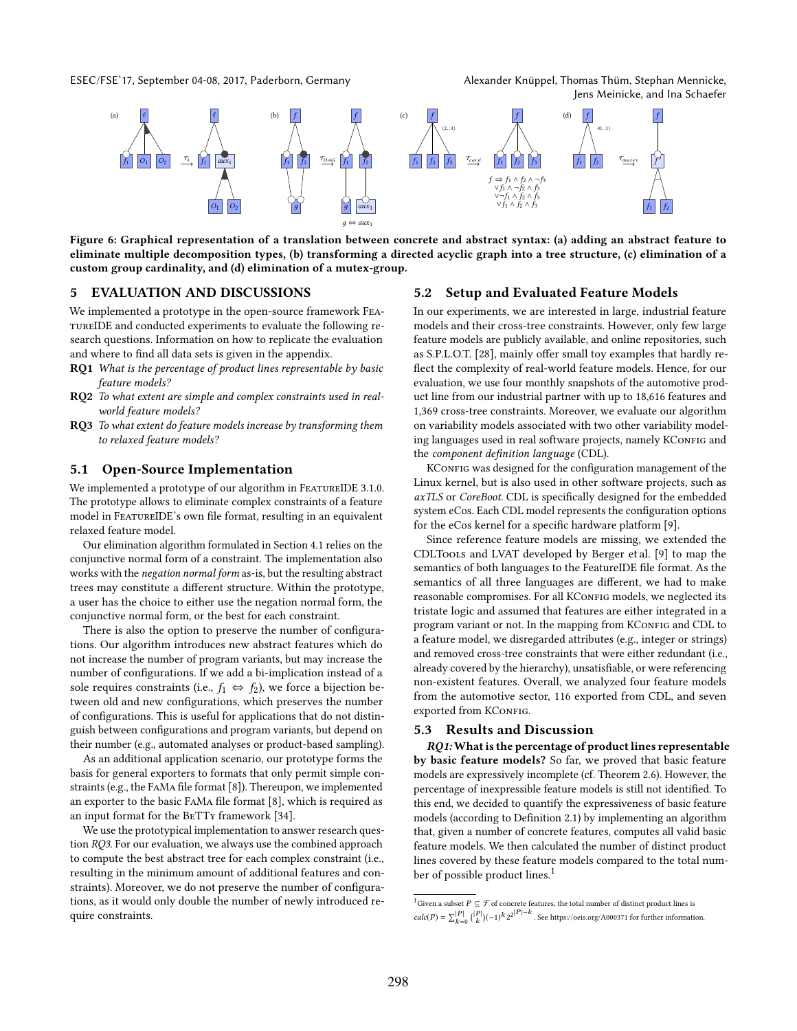Figure 6: Graphical representation of a translation between concrete and abstract syntax: (a) adding an abstract feature to eliminate multiple decomposition types, (b) transforming a directed acyclic graph into a tree structure, (c) elimination of a custom group cardinality, and (d) elimination of a mutex-group.

## 5 EVALUATION AND DISCUSSIONS

We implemented a prototype in the open-source framework FeatureIDE and conducted experiments to evaluate the following research questions. Information on how to replicate the evaluation and where to find all data sets is given in the appendix.

**RQ1** *What is the percentage of product lines representable by basic feature models?*

**RQ2** *To what extent are simple and complex constraints used in real-world feature models?*

**RQ3** *To what extent do feature models increase by transforming them to relaxed feature models?*

### 5.1 Open-Source Implementation

We implemented a prototype of our algorithm in FeatureIDE 3.1.0. The prototype allows to eliminate complex constraints of a feature model in FeatureIDE's own file format, resulting in an equivalent relaxed feature model.

Our elimination algorithm formulated in Section 4.1 relies on the conjunctive normal form of a constraint. The implementation also works with the *negation normal form* as-is, but the resulting abstract trees may constitute a different structure. Within the prototype, a user has the choice to either use the negation normal form, the conjunctive normal form, or the best for each constraint.

There is also the option to preserve the number of configurations. Our algorithm introduces new abstract features which do not increase the number of program variants, but may increase the number of configurations. If we add a bi-implication instead of a sole requires constraints (i.e., $f_1 \Leftrightarrow f_2$), we force a bijection between old and new configurations, which preserves the number of configurations. This is useful for applications that do not distinguish between configurations and program variants, but depend on their number (e.g., automated analyses or product-based sampling).

As an additional application scenario, our prototype forms the basis for general exporters to formats that only permit simple constraints (e.g., the FaMa file format [8]). Thereupon, we implemented an exporter to the basic FaMa file format [8], which is required as an input format for the BeTTy framework [34].

We use the prototypical implementation to answer research question *RQ3*. For our evaluation, we always use the combined approach to compute the best abstract tree for each complex constraint (i.e., resulting in the minimum amount of additional features and constraints). Moreover, we do not preserve the number of configurations, as it would only double the number of newly introduced require constraints.

### 5.2 Setup and Evaluated Feature Models

In our experiments, we are interested in large, industrial feature models and their cross-tree constraints. However, only few large feature models are publicly available, and online repositories, such as S.P.L.O.T. [28], mainly offer small toy examples that hardly reflect the complexity of real-world feature models. Hence, for our evaluation, we use four monthly snapshots of the automotive product line from our industrial partner with up to 18,616 features and 1,369 cross-tree constraints. Moreover, we evaluate our algorithm on variability models associated with two other variability modeling languages used in real software projects, namely KConfig and the *component definition language* (CDL).

KConfig was designed for the configuration management of the Linux kernel, but is also used in other software projects, such as *axTLS* or *CoreBoot*. CDL is specifically designed for the embedded system eCos. Each CDL model represents the configuration options for the eCos kernel for a specific hardware platform [9].

Since reference feature models are missing, we extended the CDLTools and LVAT developed by Berger et al. [9] to map the semantics of both languages to the FeatureIDE file format. As the semantics of all three languages are different, we had to make reasonable compromises. For all KConfig models, we neglected its tristate logic and assumed that features are either integrated in a program variant or not. In the mapping from KConfig and CDL to a feature model, we disregarded attributes (e.g., integer or strings) and removed cross-tree constraints that were either redundant (i.e., already covered by the hierarchy), unsatisfiable, or were referencing non-existent features. Overall, we analyzed four feature models from the automotive sector, 116 exported from CDL, and seven exported from KConfig.

### 5.3 Results and Discussion

***RQ1:* What is the percentage of product lines representable by basic feature models?** So far, we proved that basic feature models are expressively incomplete (cf. Theorem 2.6). However, the percentage of inexpressible feature models is still not identified. To this end, we decided to quantify the expressiveness of basic feature models (according to Definition 2.1) by implementing an algorithm that, given a number of concrete features, computes all valid basic feature models. We then calculated the number of distinct product lines covered by these feature models compared to the total number of possible product lines.[1]

[1] Given a subset $P \subseteq \mathcal{F}$ of concrete features, the total number of distinct product lines is $calc(P) = \sum_{k=0}^{|P|} \binom{|P|}{k} (-1)^k 2^{2^{|P|-k}}$. See https://oeis.org/A000371 for further information.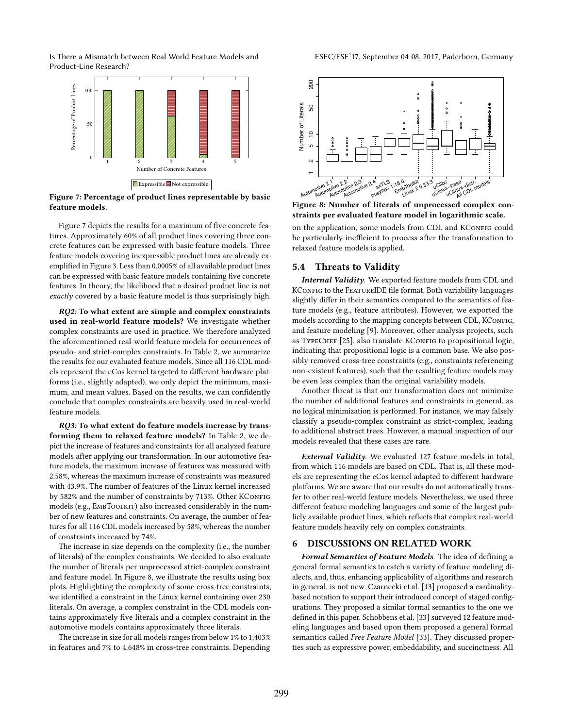Figure 7: Percentage of product lines representable by basic feature models.

Figure 7 depicts the results for a maximum of five concrete features. Approximately 60% of all product lines covering three concrete features can be expressed with basic feature models. Three feature models covering inexpressible product lines are already exemplified in Figure 3. Less than 0.0005% of all available product lines can be expressed with basic feature models containing five concrete features. In theory, the likelihood that a desired product line is not *exactly* covered by a basic feature model is thus surprisingly high.

***RQ2:* To what extent are simple and complex constraints used in real-world feature models?** We investigate whether complex constraints are used in practice. We therefore analyzed the aforementioned real-world feature models for occurrences of pseudo- and strict-complex constraints. In Table 2, we summarize the results for our evaluated feature models. Since all 116 CDL models represent the eCos kernel targeted to different hardware platforms (i.e., slightly adapted), we only depict the minimum, maximum, and mean values. Based on the results, we can confidently conclude that complex constraints are heavily used in real-world feature models.

***RQ3:* To what extent do feature models increase by transforming them to relaxed feature models?** In Table 2, we depict the increase of features and constraints for all analyzed feature models after applying our transformation. In our automotive feature models, the maximum increase of features was measured with 2.58%, whereas the maximum increase of constraints was measured with 43.9%. The number of features of the Linux kernel increased by 582% and the number of constraints by 713%. Other KConfig models (e.g., EmbToolkit) also increased considerably in the number of new features and constraints. On average, the number of features for all 116 CDL models increased by 58%, whereas the number of constraints increased by 74%.

The increase in size depends on the complexity (i.e., the number of literals) of the complex constraints. We decided to also evaluate the number of literals per unprocessed strict-complex constraint and feature model. In Figure 8, we illustrate the results using box plots. Highlighting the complexity of some cross-tree constraints, we identified a constraint in the Linux kernel containing over 230 literals. On average, a complex constraint in the CDL models contains approximately five literals and a complex constraint in the automotive models contains approximately three literals.

The increase in size for all models ranges from below 1% to 1,403% in features and 7% to 4,648% in cross-tree constraints. Depending on the application, some models from CDL and KConfig could be particularly inefficient to process after the transformation to relaxed feature models is applied.

Figure 8: Number of literals of unprocessed complex constraints per evaluated feature model in logarithmic scale.

## 5.4 Threats to Validity

***Internal Validity.*** We exported feature models from CDL and KConfig to the FeatureIDE file format. Both variability languages slightly differ in their semantics compared to the semantics of feature models (e.g., feature attributes). However, we exported the models according to the mapping concepts between CDL, KConfig, and feature modeling [9]. Moreover, other analysis projects, such as TypeChef [25], also translate KConfig to propositional logic, indicating that propositional logic is a common base. We also possibly removed cross-tree constraints (e.g., constraints referencing non-existent features), such that the resulting feature models may be even less complex than the original variability models.

Another threat is that our transformation does not minimize the number of additional features and constraints in general, as no logical minimization is performed. For instance, we may falsely classify a pseudo-complex constraint as strict-complex, leading to additional abstract trees. However, a manual inspection of our models revealed that these cases are rare.

***External Validity.*** We evaluated 127 feature models in total, from which 116 models are based on CDL. That is, all these models are representing the eCos kernel adapted to different hardware platforms. We are aware that our results do not automatically transfer to other real-world feature models. Nevertheless, we used three different feature modeling languages and some of the largest publicly available product lines, which reflects that complex real-world feature models heavily rely on complex constraints.

# 6 DISCUSSIONS ON RELATED WORK

***Formal Semantics of Feature Models.*** The idea of defining a general formal semantics to catch a variety of feature modeling dialects, and, thus, enhancing applicability of algorithms and research in general, is not new. Czarnecki et al. [13] proposed a cardinality-based notation to support their introduced concept of staged configurations. They proposed a similar formal semantics to the one we defined in this paper. Schobbens et al. [33] surveyed 12 feature modeling languages and based upon them proposed a general formal semantics called *Free Feature Model* [33]. They discussed properties such as expressive power, embeddability, and succinctness. All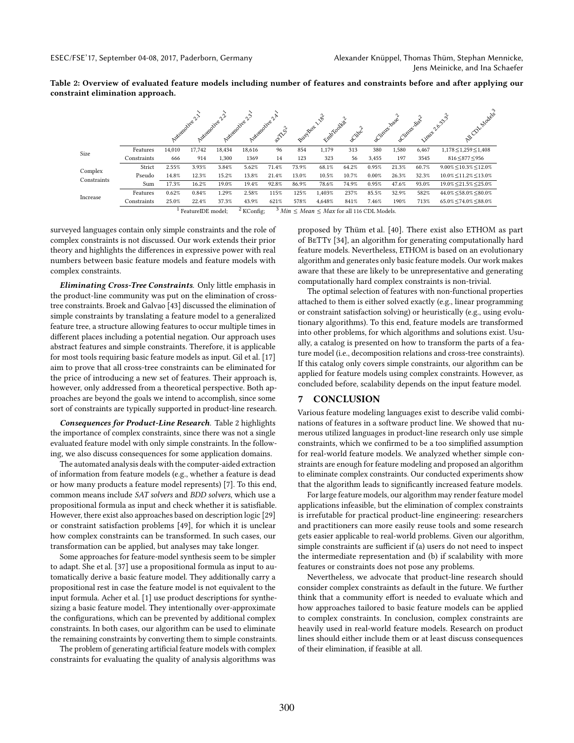**Table 2: Overview of evaluated feature models including number of features and constraints before and after applying our constraint elimination approach.**

| | | Automotive 2.1[1] | Automotive 2.2[1] | Automotive 2.3[1] | Automotive 2.4[1] | axTLS[2] | BusyBox 1.18[2] | EmbToolkit[2] | uClibc[2] | uClinux-base[2] | uClinux-dist[2] | Linux 2.6.33.3[2] | All CDL Models[3] |
|---|---|---|---|---|---|---|---|---|---|---|---|---|---|
| Size | Features | 14,010 | 17,742 | 18,434 | 18,616 | 96 | 854 | 1,179 | 313 | 380 | 1,580 | 6,467 | 1,178 ≤ 1,259 ≤ 1,408 |
| | Constraints | 666 | 914 | 1,300 | 1369 | 14 | 123 | 323 | 56 | 3,455 | 197 | 3545 | 816 ≤ 877 ≤ 956 |
| Complex Constraints | Strict | 2.55% | 3.93% | 3.84% | 5.62% | 71.4% | 73.9% | 68.1% | 64.2% | 0.95% | 21.3% | 60.7% | 9.00% ≤ 10.3% ≤ 12.0% |
| | Pseudo | 14.8% | 12.3% | 15.2% | 13.8% | 21.4% | 13.0% | 10.5% | 10.7% | 0.00% | 26.3% | 32.3% | 10.0% ≤ 11.2% ≤ 13.0% |
| | Sum | 17.3% | 16.2% | 19.0% | 19.4% | 92.8% | 86.9% | 78.6% | 74.9% | 0.95% | 47.6% | 93.0% | 19.0% ≤ 21.5% ≤ 25.0% |
| Increase | Features | 0.62% | 0.84% | 1.29% | 2.58% | 115% | 125% | 1,403% | 237% | 85.5% | 32.9% | 582% | 44.0% ≤ 58.0% ≤ 80.0% |
| | Constraints | 25.0% | 22.4% | 37.3% | 43.9% | 621% | 578% | 4,648% | 841% | 7.46% | 190% | 713% | 65.0% ≤ 74.0% ≤ 88.0% |

[1] FeatureIDE model; [2] KConfig; [3] $Min \leq Mean \leq Max$ for all 116 CDL Models.

surveyed languages contain only simple constraints and the role of complex constraints is not discussed. Our work extends their prior theory and highlights the differences in expressive power with real numbers between basic feature models and feature models with complex constraints.

***Eliminating Cross-Tree Constraints.*** Only little emphasis in the product-line community was put on the elimination of cross-tree constraints. Broek and Galvao [43] discussed the elimination of simple constraints by translating a feature model to a generalized feature tree, a structure allowing features to occur multiple times in different places including a potential negation. Our approach uses abstract features and simple constraints. Therefore, it is applicable for most tools requiring basic feature models as input. Gil et al. [17] aim to prove that all cross-tree constraints can be eliminated for the price of introducing a new set of features. Their approach is, however, only addressed from a theoretical perspective. Both approaches are beyond the goals we intend to accomplish, since some sort of constraints are typically supported in product-line research.

***Consequences for Product-Line Research.*** Table 2 highlights the importance of complex constraints, since there was not a single evaluated feature model with only simple constraints. In the following, we also discuss consequences for some application domains.

The automated analysis deals with the computer-aided extraction of information from feature models (e.g., whether a feature is dead or how many products a feature model represents) [7]. To this end, common means include *SAT solvers* and *BDD solvers*, which use a propositional formula as input and check whether it is satisfiable. However, there exist also approaches based on description logic [29] or constraint satisfaction problems [49], for which it is unclear how complex constraints can be transformed. In such cases, our transformation can be applied, but analyses may take longer.

Some approaches for feature-model synthesis seem to be simpler to adapt. She et al. [37] use a propositional formula as input to automatically derive a basic feature model. They additionally carry a propositional rest in case the feature model is not equivalent to the input formula. Acher et al. [1] use product descriptions for synthesizing a basic feature model. They intentionally over-approximate the configurations, which can be prevented by additional complex constraints. In both cases, our algorithm can be used to eliminate the remaining constraints by converting them to simple constraints.

The problem of generating artificial feature models with complex constraints for evaluating the quality of analysis algorithms was proposed by Thüm et al. [40]. There exist also ETHOM as part of BeTTy [34], an algorithm for generating computationally hard feature models. Nevertheless, ETHOM is based on an evolutionary algorithm and generates only basic feature models. Our work makes aware that these are likely to be unrepresentative and generating computationally hard complex constraints is non-trivial.

The optimal selection of features with non-functional properties attached to them is either solved exactly (e.g., linear programming or constraint satisfaction solving) or heuristically (e.g., using evolutionary algorithms). To this end, feature models are transformed into other problems, for which algorithms and solutions exist. Usually, a catalog is presented on how to transform the parts of a feature model (i.e., decomposition relations and cross-tree constraints). If this catalog only covers simple constraints, our algorithm can be applied for feature models using complex constraints. However, as concluded before, scalability depends on the input feature model.

## 7 CONCLUSION

Various feature modeling languages exist to describe valid combinations of features in a software product line. We showed that numerous utilized languages in product-line research only use simple constraints, which we confirmed to be a too simplified assumption for real-world feature models. We analyzed whether simple constraints are enough for feature modeling and proposed an algorithm to eliminate complex constraints. Our conducted experiments show that the algorithm leads to significantly increased feature models.

For large feature models, our algorithm may render feature model applications infeasible, but the elimination of complex constraints is irrefutable for practical product-line engineering: researchers and practitioners can more easily reuse tools and some research gets easier applicable to real-world problems. Given our algorithm, simple constraints are sufficient if (a) users do not need to inspect the intermediate representation and (b) if scalability with more features or constraints does not pose any problems.

Nevertheless, we advocate that product-line research should consider complex constraints as default in the future. We further think that a community effort is needed to evaluate which and how approaches tailored to basic feature models can be applied to complex constraints. In conclusion, complex constraints are heavily used in real-world feature models. Research on product lines should either include them or at least discuss consequences of their elimination, if feasible at all.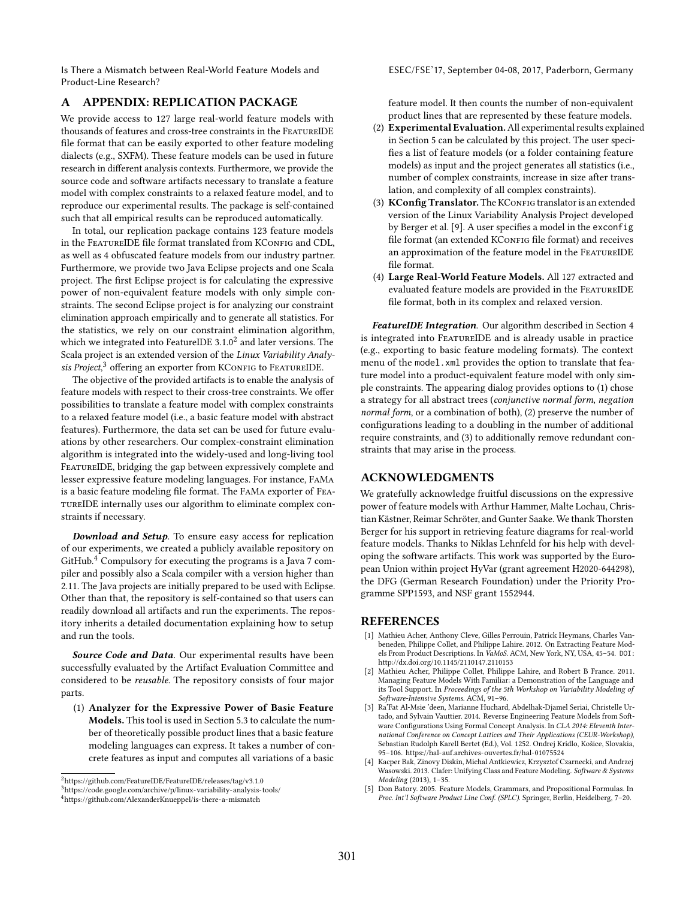## A APPENDIX: REPLICATION PACKAGE

We provide access to 127 large real-world feature models with thousands of features and cross-tree constraints in the FeatureIDE file format that can be easily exported to other feature modeling dialects (e.g., SXFM). These feature models can be used in future research in different analysis contexts. Furthermore, we provide the source code and software artifacts necessary to translate a feature model with complex constraints to a relaxed feature model, and to reproduce our experimental results. The package is self-contained such that all empirical results can be reproduced automatically.

In total, our replication package contains 123 feature models in the FeatureIDE file format translated from KConfig and CDL, as well as 4 obfuscated feature models from our industry partner. Furthermore, we provide two Java Eclipse projects and one Scala project. The first Eclipse project is for calculating the expressive power of non-equivalent feature models with only simple constraints. The second Eclipse project is for analyzing our constraint elimination approach empirically and to generate all statistics. For the statistics, we rely on our constraint elimination algorithm, which we integrated into FeatureIDE 3.1.0[2] and later versions. The Scala project is an extended version of the *Linux Variability Analysis Project*,[3] offering an exporter from KConfig to FeatureIDE.

The objective of the provided artifacts is to enable the analysis of feature models with respect to their cross-tree constraints. We offer possibilities to translate a feature model with complex constraints to a relaxed feature model (i.e., a basic feature model with abstract features). Furthermore, the data set can be used for future evaluations by other researchers. Our complex-constraint elimination algorithm is integrated into the widely-used and long-living tool FeatureIDE, bridging the gap between expressively complete and lesser expressive feature modeling languages. For instance, FaMa is a basic feature modeling file format. The FaMa exporter of FeatureIDE internally uses our algorithm to eliminate complex constraints if necessary.

***Download and Setup.*** To ensure easy access for replication of our experiments, we created a publicly available repository on GitHub.[4] Compulsory for executing the programs is a Java 7 compiler and possibly also a Scala compiler with a version higher than 2.11. The Java projects are initially prepared to be used with Eclipse. Other than that, the repository is self-contained so that users can readily download all artifacts and run the experiments. The repository inherits a detailed documentation explaining how to setup and run the tools.

***Source Code and Data.*** Our experimental results have been successfully evaluated by the Artifact Evaluation Committee and considered to be *reusable*. The repository consists of four major parts.

1. **Analyzer for the Expressive Power of Basic Feature Models.** This tool is used in Section 5.3 to calculate the number of theoretically possible product lines that a basic feature modeling languages can express. It takes a number of concrete features as input and computes all variations of a basic feature model. It then counts the number of non-equivalent product lines that are represented by these feature models.
2. **Experimental Evaluation.** All experimental results explained in Section 5 can be calculated by this project. The user specifies a list of feature models (or a folder containing feature models) as input and the project generates all statistics (i.e., number of complex constraints, increase in size after translation, and complexity of all complex constraints).
3. **KConfig Translator.** The KConfig translator is an extended version of the Linux Variability Analysis Project developed by Berger et al. [9]. A user specifies a model in the `exconfig` file format (an extended KConfig file format) and receives an approximation of the feature model in the FeatureIDE file format.
4. **Large Real-World Feature Models.** All 127 extracted and evaluated feature models are provided in the FeatureIDE file format, both in its complex and relaxed version.

***FeatureIDE Integration.*** Our algorithm described in Section 4 is integrated into FeatureIDE and is already usable in practice (e.g., exporting to basic feature modeling formats). The context menu of the `model.xml` provides the option to translate that feature model into a product-equivalent feature model with only simple constraints. The appearing dialog provides options to (1) chose a strategy for all abstract trees (*conjunctive normal form*, *negation normal form*, or a combination of both), (2) preserve the number of configurations leading to a doubling in the number of additional require constraints, and (3) to additionally remove redundant constraints that may arise in the process.

## ACKNOWLEDGMENTS

We gratefully acknowledge fruitful discussions on the expressive power of feature models with Arthur Hammer, Malte Lochau, Christian Kästner, Reimar Schröter, and Gunter Saake. We thank Thorsten Berger for his support in retrieving feature diagrams for real-world feature models. Thanks to Niklas Lehnfeld for his help with developing the software artifacts. This work was supported by the European Union within project HyVar (grant agreement H2020-644298), the DFG (German Research Foundation) under the Priority Programme SPP1593, and NSF grant 1552944.

## REFERENCES

[1] Mathieu Acher, Anthony Cleve, Gilles Perrouin, Patrick Heymans, Charles Vanbeneden, Philippe Collet, and Philippe Lahire. 2012. On Extracting Feature Models From Product Descriptions. In *VaMoS*. ACM, New York, NY, USA, 45–54. DOI: http://dx.doi.org/10.1145/2110147.2110153

[2] Mathieu Acher, Philippe Collet, Philippe Lahire, and Robert B France. 2011. Managing Feature Models With Familiar: a Demonstration of the Language and its Tool Support. In *Proceedings of the 5th Workshop on Variability Modeling of Software-Intensive Systems*. ACM, 91–96.

[3] Ra'Fat Al-Msie 'deen, Marianne Huchard, Abdelhak-Djamel Seriai, Christelle Urtado, and Sylvain Vauttier. 2014. Reverse Engineering Feature Models from Software Configurations Using Formal Concept Analysis. In *CLA 2014: Eleventh International Conference on Concept Lattices and Their Applications (CEUR-Workshop)*, Sebastian Rudolph Karell Bertet (Ed.), Vol. 1252. Ondrej Krídlo, Košice, Slovakia, 95–106. https://hal-auf.archives-ouvertes.fr/hal-01075524

[4] Kacper Bak, Zinovy Diskin, Michal Antkiewicz, Krzysztof Czarnecki, and Andrzej Wasowski. 2013. Clafer: Unifying Class and Feature Modeling. *Software & Systems Modeling* (2013), 1–35.

[5] Don Batory. 2005. Feature Models, Grammars, and Propositional Formulas. In *Proc. Int'l Software Product Line Conf. (SPLC)*. Springer, Berlin, Heidelberg, 7–20.

---

[2] https://github.com/FeatureIDE/FeatureIDE/releases/tag/v3.1.0

[3] https://code.google.com/archive/p/linux-variability-analysis-tools/

[4] https://github.com/AlexanderKnueppel/is-there-a-mismatch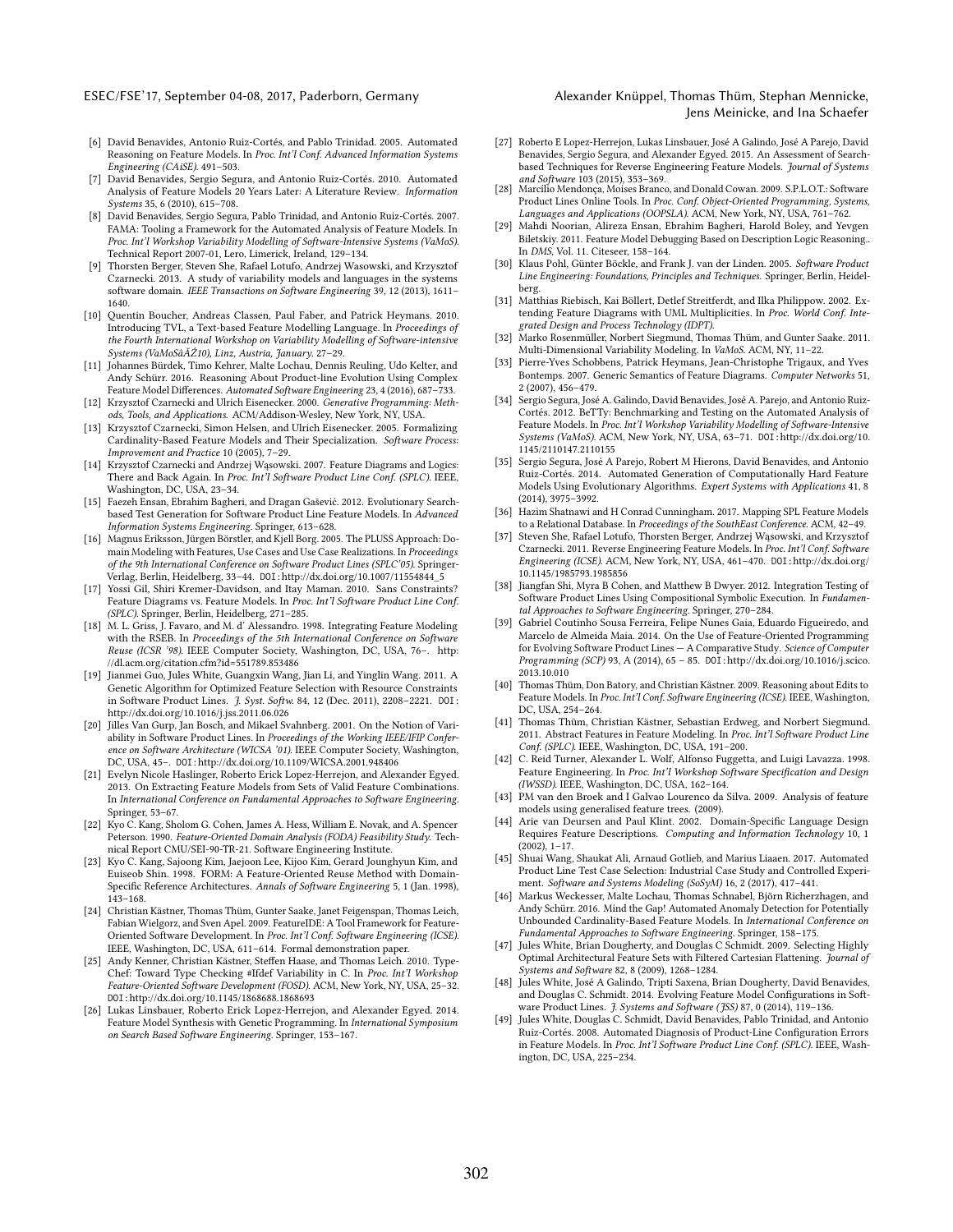- [6] David Benavides, Antonio Ruiz-Cortés, and Pablo Trinidad. 2005. Automated Reasoning on Feature Models. In *Proc. Int'l Conf. Advanced Information Systems Engineering (CAiSE)*. 491–503.
- [7] David Benavides, Sergio Segura, and Antonio Ruiz-Cortés. 2010. Automated Analysis of Feature Models 20 Years Later: A Literature Review. *Information Systems* 35, 6 (2010), 615–708.
- [8] David Benavides, Sergio Segura, Pablo Trinidad, and Antonio Ruiz-Cortés. 2007. FAMA: Tooling a Framework for the Automated Analysis of Feature Models. In *Proc. Int'l Workshop Variability Modelling of Software-Intensive Systems (VaMoS)*. Technical Report 2007-01, Lero, Limerick, Ireland, 129–134.
- [9] Thorsten Berger, Steven She, Rafael Lotufo, Andrzej Wasowski, and Krzysztof Czarnecki. 2013. A study of variability models and languages in the systems software domain. *IEEE Transactions on Software Engineering* 39, 12 (2013), 1611–1640.
- [10] Quentin Boucher, Andreas Classen, Paul Faber, and Patrick Heymans. 2010. Introducing TVL, a Text-based Feature Modelling Language. In *Proceedings of the Fourth International Workshop on Variability Modelling of Software-intensive Systems (VaMoSâĂŹ10), Linz, Austria, January*. 27–29.
- [11] Johannes Bürdek, Timo Kehrer, Malte Lochau, Dennis Reuling, Udo Kelter, and Andy Schürr. 2016. Reasoning About Product-line Evolution Using Complex Feature Model Differences. *Automated Software Engineering* 23, 4 (2016), 687–733.
- [12] Krzysztof Czarnecki and Ulrich Eisenecker. 2000. *Generative Programming: Methods, Tools, and Applications.* ACM/Addison-Wesley, New York, NY, USA.
- [13] Krzysztof Czarnecki, Simon Helsen, and Ulrich Eisenecker. 2005. Formalizing Cardinality-Based Feature Models and Their Specialization. *Software Process: Improvement and Practice* 10 (2005), 7–29.
- [14] Krzysztof Czarnecki and Andrzej Wąsowski. 2007. Feature Diagrams and Logics: There and Back Again. In *Proc. Int'l Software Product Line Conf. (SPLC)*. IEEE, Washington, DC, USA, 23–34.
- [15] Faezeh Ensan, Ebrahim Bagheri, and Dragan Gašević. 2012. Evolutionary Search-based Test Generation for Software Product Line Feature Models. In *Advanced Information Systems Engineering*. Springer, 613–628.
- [16] Magnus Eriksson, Jürgen Börstler, and Kjell Borg. 2005. The PLUSS Approach: Domain Modeling with Features, Use Cases and Use Case Realizations. In *Proceedings of the 9th International Conference on Software Product Lines (SPLC'05)*. Springer-Verlag, Berlin, Heidelberg, 33–44. DOI: http://dx.doi.org/10.1007/11554844_5
- [17] Yossi Gil, Shiri Kremer-Davidson, and Itay Maman. 2010. Sans Constraints? Feature Diagrams vs. Feature Models. In *Proc. Int'l Software Product Line Conf. (SPLC)*. Springer, Berlin, Heidelberg, 271–285.
- [18] M. L. Griss, J. Favaro, and M. d' Alessandro. 1998. Integrating Feature Modeling with the RSEB. In *Proceedings of the 5th International Conference on Software Reuse (ICSR '98)*. IEEE Computer Society, Washington, DC, USA, 76–. http://dl.acm.org/citation.cfm?id=551789.853486
- [19] Jianmei Guo, Jules White, Guangxin Wang, Jian Li, and Yinglin Wang. 2011. A Genetic Algorithm for Optimized Feature Selection with Resource Constraints in Software Product Lines. *J. Syst. Softw.* 84, 12 (Dec. 2011), 2208–2221. DOI: http://dx.doi.org/10.1016/j.jss.2011.06.026
- [20] Jilles Van Gurp, Jan Bosch, and Mikael Svahnberg. 2001. On the Notion of Variability in Software Product Lines. In *Proceedings of the Working IEEE/IFIP Conference on Software Architecture (WICSA '01)*. IEEE Computer Society, Washington, DC, USA, 45–. DOI: http://dx.doi.org/10.1109/WICSA.2001.948406
- [21] Evelyn Nicole Haslinger, Roberto Erick Lopez-Herrejon, and Alexander Egyed. 2013. On Extracting Feature Models from Sets of Valid Feature Combinations. In *International Conference on Fundamental Approaches to Software Engineering*. Springer, 53–67.
- [22] Kyo C. Kang, Sholom G. Cohen, James A. Hess, William E. Novak, and A. Spencer Peterson. 1990. *Feature-Oriented Domain Analysis (FODA) Feasibility Study.* Technical Report CMU/SEI-90-TR-21. Software Engineering Institute.
- [23] Kyo C. Kang, Sajoong Kim, Jaejoon Lee, Kijoo Kim, Gerard Jounghyun Kim, and Euiseob Shin. 1998. FORM: A Feature-Oriented Reuse Method with Domain-Specific Reference Architectures. *Annals of Software Engineering* 5, 1 (Jan. 1998), 143–168.
- [24] Christian Kästner, Thomas Thüm, Gunter Saake, Janet Feigenspan, Thomas Leich, Fabian Wielgorz, and Sven Apel. 2009. FeatureIDE: A Tool Framework for Feature-Oriented Software Development. In *Proc. Int'l Conf. Software Engineering (ICSE)*. IEEE, Washington, DC, USA, 611–614. Formal demonstration paper.
- [25] Andy Kenner, Christian Kästner, Steffen Haase, and Thomas Leich. 2010. TypeChef: Toward Type Checking #Ifdef Variability in C. In *Proc. Int'l Workshop Feature-Oriented Software Development (FOSD)*. ACM, New York, NY, USA, 25–32. DOI: http://dx.doi.org/10.1145/1868688.1868693
- [26] Lukas Linsbauer, Roberto Erick Lopez-Herrejon, and Alexander Egyed. 2014. Feature Model Synthesis with Genetic Programming. In *International Symposium on Search Based Software Engineering*. Springer, 153–167.
- [27] Roberto E Lopez-Herrejon, Lukas Linsbauer, José A Galindo, José A Parejo, David Benavides, Sergio Segura, and Alexander Egyed. 2015. An Assessment of Search-based Techniques for Reverse Engineering Feature Models. *Journal of Systems and Software* 103 (2015), 353–369.
- [28] Marcílio Mendonça, Moises Branco, and Donald Cowan. 2009. S.P.L.O.T.: Software Product Lines Online Tools. In *Proc. Conf. Object-Oriented Programming, Systems, Languages and Applications (OOPSLA)*. ACM, New York, NY, USA, 761–762.
- [29] Mahdi Noorian, Alireza Ensan, Ebrahim Bagheri, Harold Boley, and Yevgen Biletskiy. 2011. Feature Model Debugging Based on Description Logic Reasoning.. In *DMS*, Vol. 11. Citeseer, 158–164.
- [30] Klaus Pohl, Günter Böckle, and Frank J. van der Linden. 2005. *Software Product Line Engineering: Foundations, Principles and Techniques.* Springer, Berlin, Heidelberg.
- [31] Matthias Riebisch, Kai Böllert, Detlef Streitferdt, and Ilka Philippow. 2002. Extending Feature Diagrams with UML Multiplicities. In *Proc. World Conf. Integrated Design and Process Technology (IDPT)*.
- [32] Marko Rosenmüller, Norbert Siegmund, Thomas Thüm, and Gunter Saake. 2011. Multi-Dimensional Variability Modeling. In *VaMoS*. ACM, NY, 11–22.
- [33] Pierre-Yves Schobbens, Patrick Heymans, Jean-Christophe Trigaux, and Yves Bontemps. 2007. Generic Semantics of Feature Diagrams. *Computer Networks* 51, 2 (2007), 456–479.
- [34] Sergio Segura, José A. Galindo, David Benavides, José A. Parejo, and Antonio Ruiz-Cortés. 2012. BeTTy: Benchmarking and Testing on the Automated Analysis of Feature Models. In *Proc. Int'l Workshop Variability Modelling of Software-Intensive Systems (VaMoS)*. ACM, New York, NY, USA, 63–71. DOI: http://dx.doi.org/10.1145/2110147.2110155
- [35] Sergio Segura, José A Parejo, Robert M Hierons, David Benavides, and Antonio Ruiz-Cortés. 2014. Automated Generation of Computationally Hard Feature Models Using Evolutionary Algorithms. *Expert Systems with Applications* 41, 8 (2014), 3975–3992.
- [36] Hazim Shatnawi and H Conrad Cunningham. 2017. Mapping SPL Feature Models to a Relational Database. In *Proceedings of the SouthEast Conference*. ACM, 42–49.
- [37] Steven She, Rafael Lotufo, Thorsten Berger, Andrzej Wąsowski, and Krzysztof Czarnecki. 2011. Reverse Engineering Feature Models. In *Proc. Int'l Conf. Software Engineering (ICSE)*. ACM, New York, NY, USA, 461–470. DOI: http://dx.doi.org/10.1145/1985793.1985856
- [38] Jiangfan Shi, Myra B Cohen, and Matthew B Dwyer. 2012. Integration Testing of Software Product Lines Using Compositional Symbolic Execution. In *Fundamental Approaches to Software Engineering*. Springer, 270–284.
- [39] Gabriel Coutinho Sousa Ferreira, Felipe Nunes Gaia, Eduardo Figueiredo, and Marcelo de Almeida Maia. 2014. On the Use of Feature-Oriented Programming for Evolving Software Product Lines — A Comparative Study. *Science of Computer Programming (SCP)* 93, A (2014), 65 – 85. DOI: http://dx.doi.org/10.1016/j.scico.2013.10.010
- [40] Thomas Thüm, Don Batory, and Christian Kästner. 2009. Reasoning about Edits to Feature Models. In *Proc. Int'l Conf. Software Engineering (ICSE)*. IEEE, Washington, DC, USA, 254–264.
- [41] Thomas Thüm, Christian Kästner, Sebastian Erdweg, and Norbert Siegmund. 2011. Abstract Features in Feature Modeling. In *Proc. Int'l Software Product Line Conf. (SPLC)*. IEEE, Washington, DC, USA, 191–200.
- [42] C. Reid Turner, Alexander L. Wolf, Alfonso Fuggetta, and Luigi Lavazza. 1998. Feature Engineering. In *Proc. Int'l Workshop Software Specification and Design (IWSSD)*. IEEE, Washington, DC, USA, 162–164.
- [43] PM van den Broek and I Galvao Lourenco da Silva. 2009. Analysis of feature models using generalised feature trees. (2009).
- [44] Arie van Deursen and Paul Klint. 2002. Domain-Specific Language Design Requires Feature Descriptions. *Computing and Information Technology* 10, 1 (2002), 1–17.
- [45] Shuai Wang, Shaukat Ali, Arnaud Gotlieb, and Marius Liaaen. 2017. Automated Product Line Test Case Selection: Industrial Case Study and Controlled Experiment. *Software and Systems Modeling (SoSyM)* 16, 2 (2017), 417–441.
- [46] Markus Weckesser, Malte Lochau, Thomas Schnabel, Björn Richerzhagen, and Andy Schürr. 2016. Mind the Gap! Automated Anomaly Detection for Potentially Unbounded Cardinality-Based Feature Models. In *International Conference on Fundamental Approaches to Software Engineering*. Springer, 158–175.
- [47] Jules White, Brian Dougherty, and Douglas C Schmidt. 2009. Selecting Highly Optimal Architectural Feature Sets with Filtered Cartesian Flattening. *Journal of Systems and Software* 82, 8 (2009), 1268–1284.
- [48] Jules White, José A Galindo, Tripti Saxena, Brian Dougherty, David Benavides, and Douglas C. Schmidt. 2014. Evolving Feature Model Configurations in Software Product Lines. *J. Systems and Software (JSS)* 87, 0 (2014), 119–136.
- [49] Jules White, Douglas C. Schmidt, David Benavides, Pablo Trinidad, and Antonio Ruiz-Cortés. 2008. Automated Diagnosis of Product-Line Configuration Errors in Feature Models. In *Proc. Int'l Software Product Line Conf. (SPLC)*. IEEE, Washington, DC, USA, 225–234.